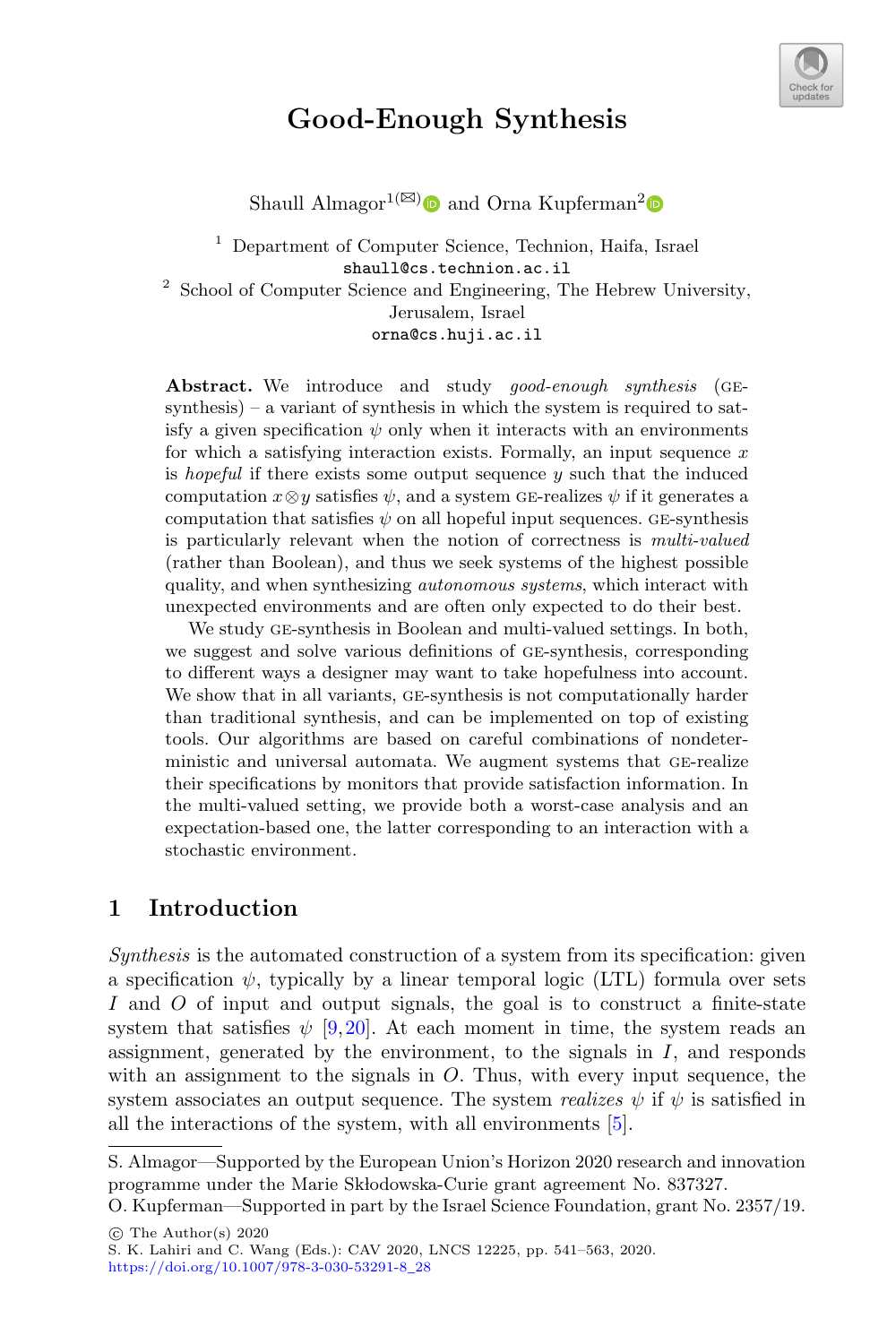# Good-Enough Synthesis

Shaull Almagor[1](✉) and Orna Kupferman[2]

[1] Department of Computer Science, Technion, Haifa, Israel
shaull@cs.technion.ac.il

[2] School of Computer Science and Engineering, The Hebrew University, Jerusalem, Israel
orna@cs.huji.ac.il

**Abstract.** We introduce and study *good-enough synthesis* (GE-synthesis) – a variant of synthesis in which the system is required to satisfy a given specification $\psi$ only when it interacts with an environments for which a satisfying interaction exists. Formally, an input sequence $x$ is *hopeful* if there exists some output sequence $y$ such that the induced computation $x \otimes y$ satisfies $\psi$, and a system GE-realizes $\psi$ if it generates a computation that satisfies $\psi$ on all hopeful input sequences. GE-synthesis is particularly relevant when the notion of correctness is *multi-valued* (rather than Boolean), and thus we seek systems of the highest possible quality, and when synthesizing *autonomous systems*, which interact with unexpected environments and are often only expected to do their best.

We study GE-synthesis in Boolean and multi-valued settings. In both, we suggest and solve various definitions of GE-synthesis, corresponding to different ways a designer may want to take hopefulness into account. We show that in all variants, GE-synthesis is not computationally harder than traditional synthesis, and can be implemented on top of existing tools. Our algorithms are based on careful combinations of nondeterministic and universal automata. We augment systems that GE-realize their specifications by monitors that provide satisfaction information. In the multi-valued setting, we provide both a worst-case analysis and an expectation-based one, the latter corresponding to an interaction with a stochastic environment.

## 1 Introduction

*Synthesis* is the automated construction of a system from its specification: given a specification $\psi$, typically by a linear temporal logic (LTL) formula over sets $I$ and $O$ of input and output signals, the goal is to construct a finite-state system that satisfies $\psi$ [9,20]. At each moment in time, the system reads an assignment, generated by the environment, to the signals in $I$, and responds with an assignment to the signals in $O$. Thus, with every input sequence, the system associates an output sequence. The system *realizes* $\psi$ if $\psi$ is satisfied in all the interactions of the system, with all environments [5].

S. Almagor—Supported by the European Union's Horizon 2020 research and innovation programme under the Marie Skłodowska-Curie grant agreement No. 837327.
O. Kupferman—Supported in part by the Israel Science Foundation, grant No. 2357/19.

© The Author(s) 2020
S. K. Lahiri and C. Wang (Eds.): CAV 2020, LNCS 12225, pp. 541–563, 2020.
https://doi.org/10.1007/978-3-030-53291-8_28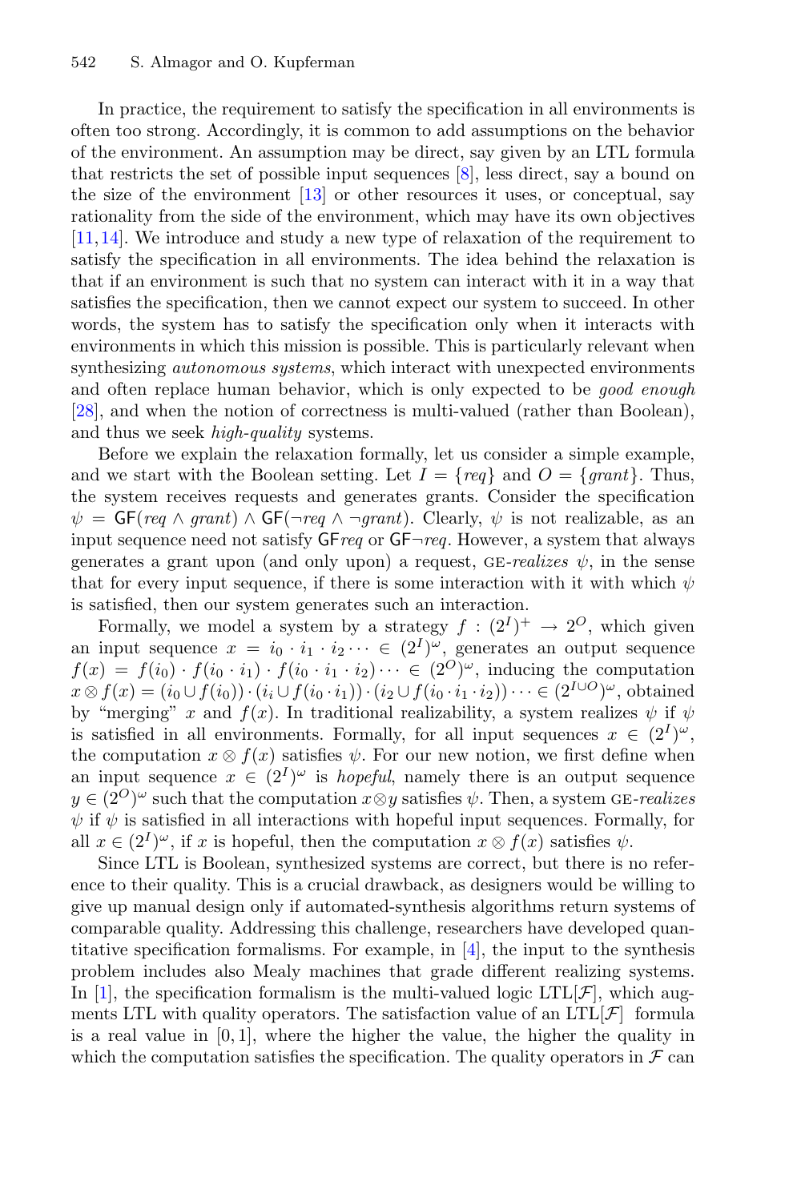In practice, the requirement to satisfy the specification in all environments is often too strong. Accordingly, it is common to add assumptions on the behavior of the environment. An assumption may be direct, say given by an LTL formula that restricts the set of possible input sequences [8], less direct, say a bound on the size of the environment [13] or other resources it uses, or conceptual, say rationality from the side of the environment, which may have its own objectives [11,14]. We introduce and study a new type of relaxation of the requirement to satisfy the specification in all environments. The idea behind the relaxation is that if an environment is such that no system can interact with it in a way that satisfies the specification, then we cannot expect our system to succeed. In other words, the system has to satisfy the specification only when it interacts with environments in which this mission is possible. This is particularly relevant when synthesizing *autonomous systems*, which interact with unexpected environments and often replace human behavior, which is only expected to be *good enough* [28], and when the notion of correctness is multi-valued (rather than Boolean), and thus we seek *high-quality* systems.

Before we explain the relaxation formally, let us consider a simple example, and we start with the Boolean setting. Let $I = \{req\}$ and $O = \{grant\}$. Thus, the system receives requests and generates grants. Consider the specification $\psi = \mathsf{GF}(req \wedge grant) \wedge \mathsf{GF}(\neg req \wedge \neg grant)$. Clearly, $\psi$ is not realizable, as an input sequence need not satisfy $\mathsf{GF}req$ or $\mathsf{GF}\neg req$. However, a system that always generates a grant upon (and only upon) a request, GE-*realizes* $\psi$, in the sense that for every input sequence, if there is some interaction with it with which $\psi$ is satisfied, then our system generates such an interaction.

Formally, we model a system by a strategy $f : (2^I)^+ \to 2^O$, which given an input sequence $x = i_0 \cdot i_1 \cdot i_2 \cdots \in (2^I)^\omega$, generates an output sequence $f(x) = f(i_0) \cdot f(i_0 \cdot i_1) \cdot f(i_0 \cdot i_1 \cdot i_2) \cdots \in (2^O)^\omega$, inducing the computation $x \otimes f(x) = (i_0 \cup f(i_0)) \cdot (i_i \cup f(i_0 \cdot i_1)) \cdot (i_2 \cup f(i_0 \cdot i_1 \cdot i_2)) \cdots \in (2^{I \cup O})^\omega$, obtained by "merging" $x$ and $f(x)$. In traditional realizability, a system realizes $\psi$ if $\psi$ is satisfied in all environments. Formally, for all input sequences $x \in (2^I)^\omega$, the computation $x \otimes f(x)$ satisfies $\psi$. For our new notion, we first define when an input sequence $x \in (2^I)^\omega$ is *hopeful*, namely there is an output sequence $y \in (2^O)^\omega$ such that the computation $x \otimes y$ satisfies $\psi$. Then, a system GE-*realizes* $\psi$ if $\psi$ is satisfied in all interactions with hopeful input sequences. Formally, for all $x \in (2^I)^\omega$, if $x$ is hopeful, then the computation $x \otimes f(x)$ satisfies $\psi$.

Since LTL is Boolean, synthesized systems are correct, but there is no reference to their quality. This is a crucial drawback, as designers would be willing to give up manual design only if automated-synthesis algorithms return systems of comparable quality. Addressing this challenge, researchers have developed quantitative specification formalisms. For example, in [4], the input to the synthesis problem includes also Mealy machines that grade different realizing systems. In [1], the specification formalism is the multi-valued logic LTL[$\mathcal{F}$], which augments LTL with quality operators. The satisfaction value of an LTL[$\mathcal{F}$] formula is a real value in $[0, 1]$, where the higher the value, the higher the quality in which the computation satisfies the specification. The quality operators in $\mathcal{F}$ can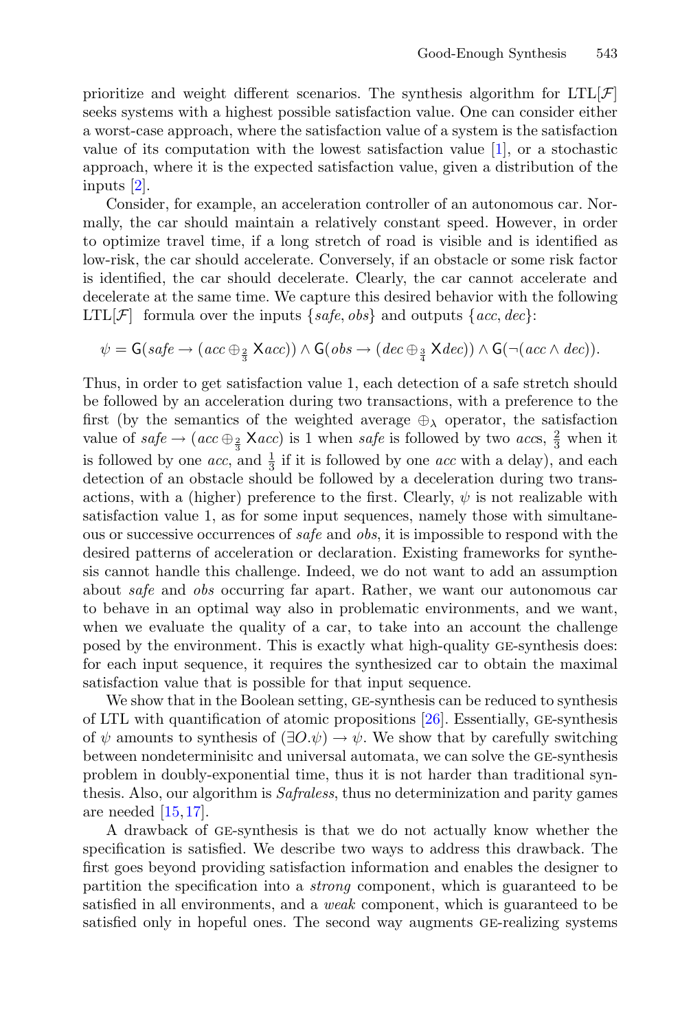prioritize and weight different scenarios. The synthesis algorithm for LTL[$\mathcal{F}$] seeks systems with a highest possible satisfaction value. One can consider either a worst-case approach, where the satisfaction value of a system is the satisfaction value of its computation with the lowest satisfaction value [1], or a stochastic approach, where it is the expected satisfaction value, given a distribution of the inputs [2].

Consider, for example, an acceleration controller of an autonomous car. Normally, the car should maintain a relatively constant speed. However, in order to optimize travel time, if a long stretch of road is visible and is identified as low-risk, the car should accelerate. Conversely, if an obstacle or some risk factor is identified, the car should decelerate. Clearly, the car cannot accelerate and decelerate at the same time. We capture this desired behavior with the following LTL[$\mathcal{F}$] formula over the inputs $\{safe, obs\}$ and outputs $\{acc, dec\}$:

$$\psi = \mathsf{G}(safe \rightarrow (acc \oplus_{\frac{2}{3}} \mathsf{X}acc)) \wedge \mathsf{G}(obs \rightarrow (dec \oplus_{\frac{3}{4}} \mathsf{X}dec)) \wedge \mathsf{G}(\neg(acc \wedge dec)).$$

Thus, in order to get satisfaction value 1, each detection of a safe stretch should be followed by an acceleration during two transactions, with a preference to the first (by the semantics of the weighted average $\oplus_\lambda$ operator, the satisfaction value of $safe \rightarrow (acc \oplus_{\frac{2}{3}} \mathsf{X}acc)$ is 1 when *safe* is followed by two *acc*s, $\frac{2}{3}$ when it is followed by one *acc*, and $\frac{1}{3}$ if it is followed by one *acc* with a delay), and each detection of an obstacle should be followed by a deceleration during two transactions, with a (higher) preference to the first. Clearly, $\psi$ is not realizable with satisfaction value 1, as for some input sequences, namely those with simultaneous or successive occurrences of *safe* and *obs*, it is impossible to respond with the desired patterns of acceleration or declaration. Existing frameworks for synthesis cannot handle this challenge. Indeed, we do not want to add an assumption about *safe* and *obs* occurring far apart. Rather, we want our autonomous car to behave in an optimal way also in problematic environments, and we want, when we evaluate the quality of a car, to take into an account the challenge posed by the environment. This is exactly what high-quality GE-synthesis does: for each input sequence, it requires the synthesized car to obtain the maximal satisfaction value that is possible for that input sequence.

We show that in the Boolean setting, GE-synthesis can be reduced to synthesis of LTL with quantification of atomic propositions [26]. Essentially, GE-synthesis of $\psi$ amounts to synthesis of $(\exists O.\psi) \rightarrow \psi$. We show that by carefully switching between nondeterminisitc and universal automata, we can solve the GE-synthesis problem in doubly-exponential time, thus it is not harder than traditional synthesis. Also, our algorithm is *Safraless*, thus no determinization and parity games are needed [15,17].

A drawback of GE-synthesis is that we do not actually know whether the specification is satisfied. We describe two ways to address this drawback. The first goes beyond providing satisfaction information and enables the designer to partition the specification into a *strong* component, which is guaranteed to be satisfied in all environments, and a *weak* component, which is guaranteed to be satisfied only in hopeful ones. The second way augments GE-realizing systems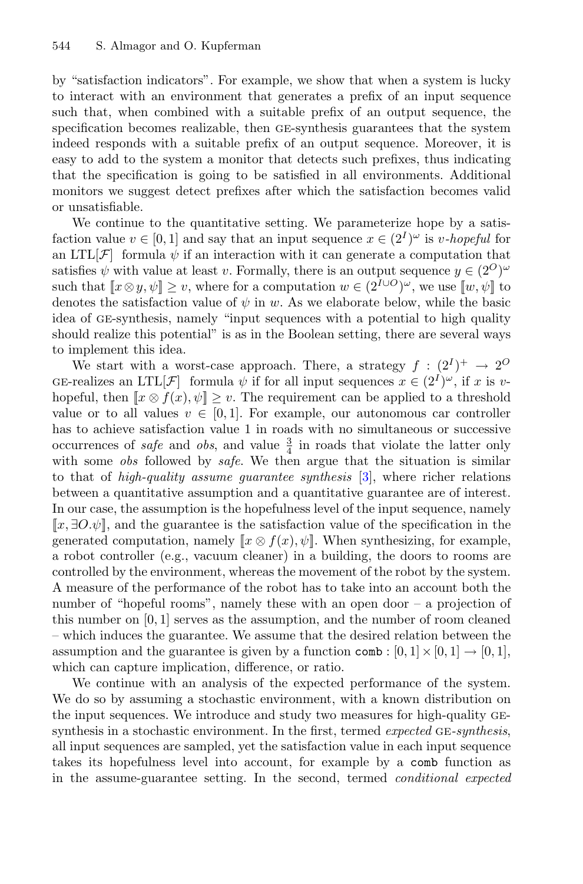by "satisfaction indicators". For example, we show that when a system is lucky to interact with an environment that generates a prefix of an input sequence such that, when combined with a suitable prefix of an output sequence, the specification becomes realizable, then GE-synthesis guarantees that the system indeed responds with a suitable prefix of an output sequence. Moreover, it is easy to add to the system a monitor that detects such prefixes, thus indicating that the specification is going to be satisfied in all environments. Additional monitors we suggest detect prefixes after which the satisfaction becomes valid or unsatisfiable.

We continue to the quantitative setting. We parameterize hope by a satisfaction value $v \in [0, 1]$ and say that an input sequence $x \in (2^I)^\omega$ is *v-hopeful* for an LTL[$\mathcal{F}$] formula $\psi$ if an interaction with it can generate a computation that satisfies $\psi$ with value at least $v$. Formally, there is an output sequence $y \in (2^O)^\omega$ such that $[\![x \otimes y, \psi]\!] \geq v$, where for a computation $w \in (2^{I \cup O})^\omega$, we use $[\![w, \psi]\!]$ to denotes the satisfaction value of $\psi$ in $w$. As we elaborate below, while the basic idea of GE-synthesis, namely "input sequences with a potential to high quality should realize this potential" is as in the Boolean setting, there are several ways to implement this idea.

We start with a worst-case approach. There, a strategy $f : (2^I)^+ \to 2^O$ GE-realizes an LTL[$\mathcal{F}$] formula $\psi$ if for all input sequences $x \in (2^I)^\omega$, if $x$ is $v$-hopeful, then $[\![x \otimes f(x), \psi]\!] \geq v$. The requirement can be applied to a threshold value or to all values $v \in [0, 1]$. For example, our autonomous car controller has to achieve satisfaction value 1 in roads with no simultaneous or successive occurrences of *safe* and *obs*, and value $\frac{3}{4}$ in roads that violate the latter only with some *obs* followed by *safe*. We then argue that the situation is similar to that of *high-quality assume guarantee synthesis* [3], where richer relations between a quantitative assumption and a quantitative guarantee are of interest. In our case, the assumption is the hopefulness level of the input sequence, namely $[\![x, \exists O.\psi]\!]$, and the guarantee is the satisfaction value of the specification in the generated computation, namely $[\![x \otimes f(x), \psi]\!]$. When synthesizing, for example, a robot controller (e.g., vacuum cleaner) in a building, the doors to rooms are controlled by the environment, whereas the movement of the robot by the system. A measure of the performance of the robot has to take into an account both the number of "hopeful rooms", namely these with an open door – a projection of this number on $[0, 1]$ serves as the assumption, and the number of room cleaned – which induces the guarantee. We assume that the desired relation between the assumption and the guarantee is given by a function $\texttt{comb} : [0, 1] \times [0, 1] \to [0, 1]$, which can capture implication, difference, or ratio.

We continue with an analysis of the expected performance of the system. We do so by assuming a stochastic environment, with a known distribution on the input sequences. We introduce and study two measures for high-quality GE-synthesis in a stochastic environment. In the first, termed *expected* GE-*synthesis*, all input sequences are sampled, yet the satisfaction value in each input sequence takes its hopefulness level into account, for example by a $\texttt{comb}$ function as in the assume-guarantee setting. In the second, termed *conditional expected*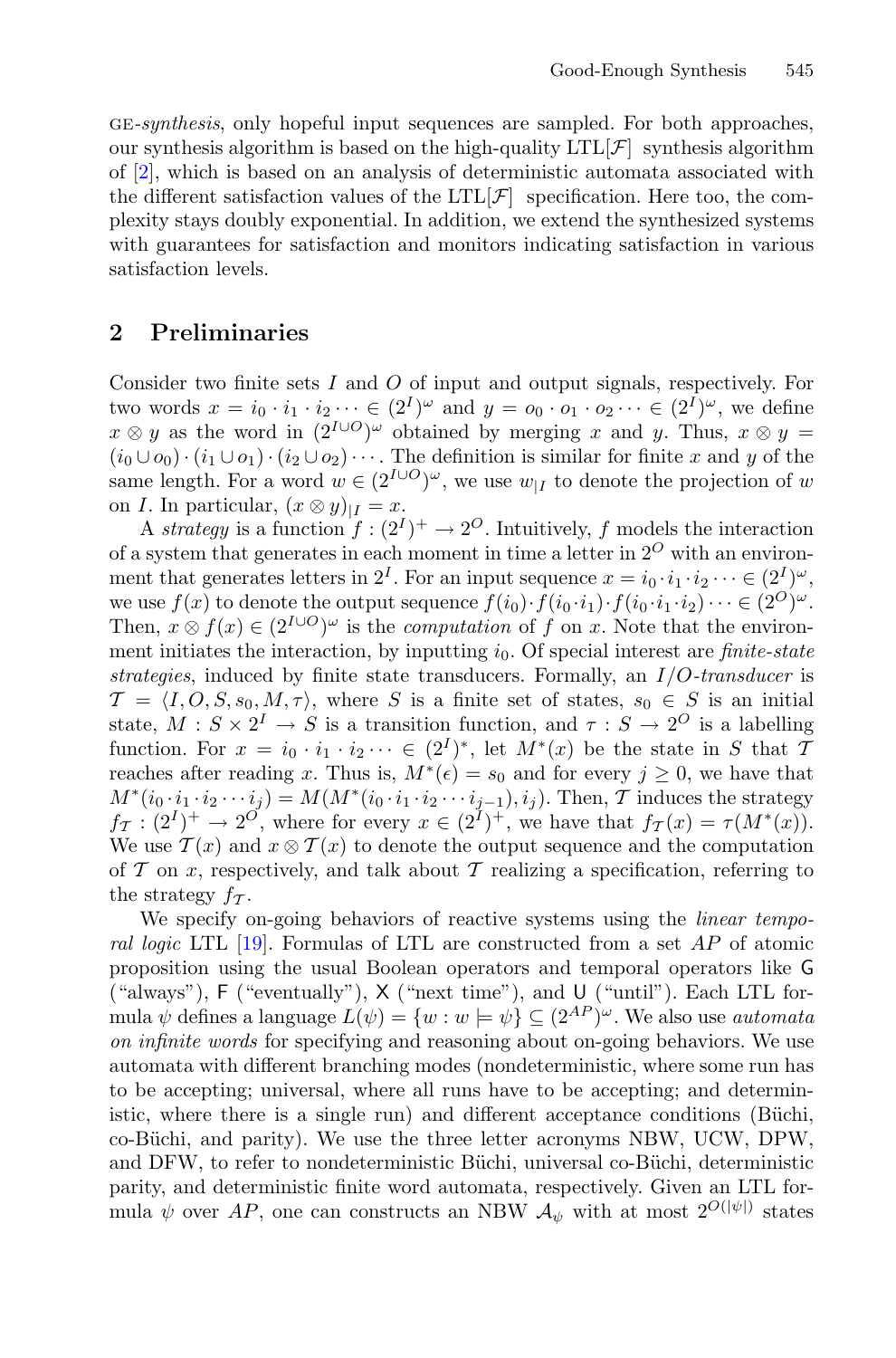GE-*synthesis*, only hopeful input sequences are sampled. For both approaches, our synthesis algorithm is based on the high-quality LTL[$\mathcal{F}$] synthesis algorithm of [2], which is based on an analysis of deterministic automata associated with the different satisfaction values of the LTL[$\mathcal{F}$] specification. Here too, the complexity stays doubly exponential. In addition, we extend the synthesized systems with guarantees for satisfaction and monitors indicating satisfaction in various satisfaction levels.

## 2 Preliminaries

Consider two finite sets $I$ and $O$ of input and output signals, respectively. For two words $x = i_0 \cdot i_1 \cdot i_2 \cdots \in (2^I)^\omega$ and $y = o_0 \cdot o_1 \cdot o_2 \cdots \in (2^I)^\omega$, we define $x \otimes y$ as the word in $(2^{I \cup O})^\omega$ obtained by merging $x$ and $y$. Thus, $x \otimes y = (i_0 \cup o_0) \cdot (i_1 \cup o_1) \cdot (i_2 \cup o_2) \cdots$. The definition is similar for finite $x$ and $y$ of the same length. For a word $w \in (2^{I \cup O})^\omega$, we use $w_{|I}$ to denote the projection of $w$ on $I$. In particular, $(x \otimes y)_{|I} = x$.

A *strategy* is a function $f : (2^I)^+ \to 2^O$. Intuitively, $f$ models the interaction of a system that generates in each moment in time a letter in $2^O$ with an environment that generates letters in $2^I$. For an input sequence $x = i_0 \cdot i_1 \cdot i_2 \cdots \in (2^I)^\omega$, we use $f(x)$ to denote the output sequence $f(i_0) \cdot f(i_0 \cdot i_1) \cdot f(i_0 \cdot i_1 \cdot i_2) \cdots \in (2^O)^\omega$. Then, $x \otimes f(x) \in (2^{I \cup O})^\omega$ is the *computation* of $f$ on $x$. Note that the environment initiates the interaction, by inputting $i_0$. Of special interest are *finite-state strategies*, induced by finite state transducers. Formally, an *I/O-transducer* is $\mathcal{T} = \langle I, O, S, s_0, M, \tau \rangle$, where $S$ is a finite set of states, $s_0 \in S$ is an initial state, $M : S \times 2^I \to S$ is a transition function, and $\tau : S \to 2^O$ is a labelling function. For $x = i_0 \cdot i_1 \cdot i_2 \cdots \in (2^I)^*$, let $M^*(x)$ be the state in $S$ that $\mathcal{T}$ reaches after reading $x$. Thus is, $M^*(\epsilon) = s_0$ and for every $j \geq 0$, we have that $M^*(i_0 \cdot i_1 \cdot i_2 \cdots i_j) = M(M^*(i_0 \cdot i_1 \cdot i_2 \cdots i_{j-1}), i_j)$. Then, $\mathcal{T}$ induces the strategy $f_\mathcal{T} : (2^I)^+ \to 2^O$, where for every $x \in (2^I)^+$, we have that $f_\mathcal{T}(x) = \tau(M^*(x))$. We use $\mathcal{T}(x)$ and $x \otimes \mathcal{T}(x)$ to denote the output sequence and the computation of $\mathcal{T}$ on $x$, respectively, and talk about $\mathcal{T}$ realizing a specification, referring to the strategy $f_\mathcal{T}$.

We specify on-going behaviors of reactive systems using the *linear temporal logic* LTL [19]. Formulas of LTL are constructed from a set $AP$ of atomic proposition using the usual Boolean operators and temporal operators like $\mathsf{G}$ ("always"), $\mathsf{F}$ ("eventually"), $\mathsf{X}$ ("next time"), and $\mathsf{U}$ ("until"). Each LTL formula $\psi$ defines a language $L(\psi) = \{w : w \models \psi\} \subseteq (2^{AP})^\omega$. We also use *automata on infinite words* for specifying and reasoning about on-going behaviors. We use automata with different branching modes (nondeterministic, where some run has to be accepting; universal, where all runs have to be accepting; and deterministic, where there is a single run) and different acceptance conditions (Büchi, co-Büchi, and parity). We use the three letter acronyms NBW, UCW, DPW, and DFW, to refer to nondeterministic Büchi, universal co-Büchi, deterministic parity, and deterministic finite word automata, respectively. Given an LTL formula $\psi$ over $AP$, one can constructs an NBW $\mathcal{A}_\psi$ with at most $2^{O(|\psi|)}$ states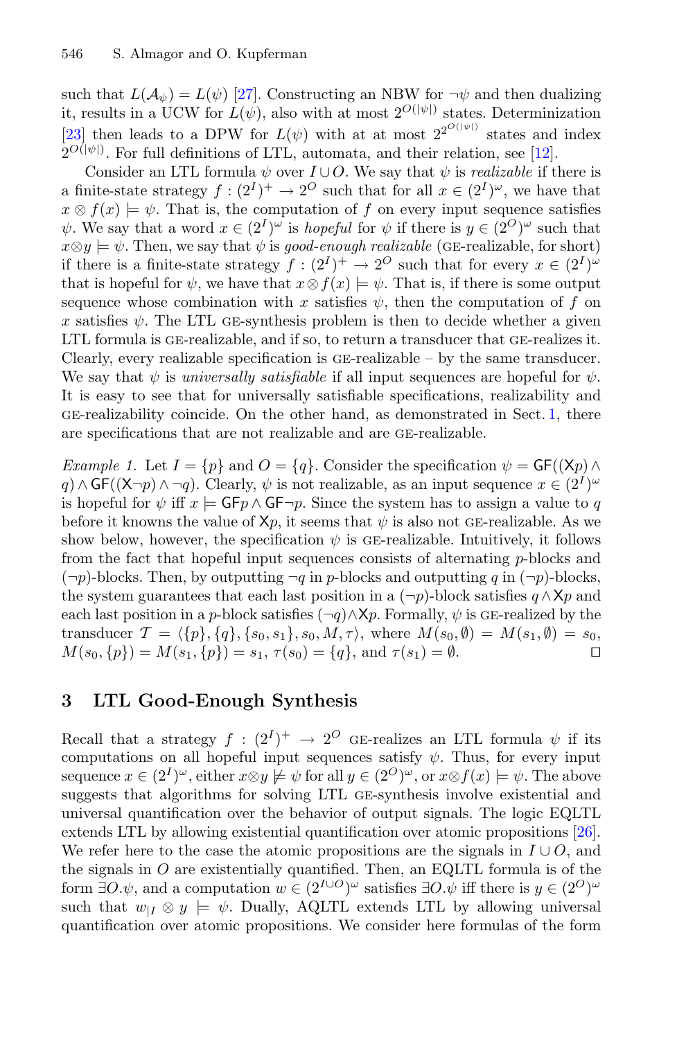such that $L(\mathcal{A}_\psi) = L(\psi)$ [27]. Constructing an NBW for $\neg\psi$ and then dualizing it, results in a UCW for $L(\psi)$, also with at most $2^{O(|\psi|)}$ states. Determinization [23] then leads to a DPW for $L(\psi)$ with at at most $2^{2^{O(|\psi|)}}$ states and index $2^{O(|\psi|)}$. For full definitions of LTL, automata, and their relation, see [12].

Consider an LTL formula $\psi$ over $I \cup O$. We say that $\psi$ is *realizable* if there is a finite-state strategy $f : (2^I)^+ \to 2^O$ such that for all $x \in (2^I)^\omega$, we have that $x \otimes f(x) \models \psi$. That is, the computation of $f$ on every input sequence satisfies $\psi$. We say that a word $x \in (2^I)^\omega$ is *hopeful* for $\psi$ if there is $y \in (2^O)^\omega$ such that $x \otimes y \models \psi$. Then, we say that $\psi$ is *good-enough realizable* (GE-realizable, for short) if there is a finite-state strategy $f : (2^I)^+ \to 2^O$ such that for every $x \in (2^I)^\omega$ that is hopeful for $\psi$, we have that $x \otimes f(x) \models \psi$. That is, if there is some output sequence whose combination with $x$ satisfies $\psi$, then the computation of $f$ on $x$ satisfies $\psi$. The LTL GE-synthesis problem is then to decide whether a given LTL formula is GE-realizable, and if so, to return a transducer that GE-realizes it. Clearly, every realizable specification is GE-realizable – by the same transducer. We say that $\psi$ is *universally satisfiable* if all input sequences are hopeful for $\psi$. It is easy to see that for universally satisfiable specifications, realizability and GE-realizability coincide. On the other hand, as demonstrated in Sect. 1, there are specifications that are not realizable and are GE-realizable.

*Example 1.* Let $I = \{p\}$ and $O = \{q\}$. Consider the specification $\psi = \mathsf{GF}((\mathsf{X}p) \wedge q) \wedge \mathsf{GF}((\mathsf{X}\neg p) \wedge \neg q)$. Clearly, $\psi$ is not realizable, as an input sequence $x \in (2^I)^\omega$ is hopeful for $\psi$ iff $x \models \mathsf{GF}p \wedge \mathsf{GF}\neg p$. Since the system has to assign a value to $q$ before it knowns the value of $\mathsf{X}p$, it seems that $\psi$ is also not GE-realizable. As we show below, however, the specification $\psi$ is GE-realizable. Intuitively, it follows from the fact that hopeful input sequences consists of alternating $p$-blocks and $(\neg p)$-blocks. Then, by outputting $\neg q$ in $p$-blocks and outputting $q$ in $(\neg p)$-blocks, the system guarantees that each last position in a $(\neg p)$-block satisfies $q \wedge \mathsf{X}p$ and each last position in a $p$-block satisfies $(\neg q) \wedge \mathsf{X}p$. Formally, $\psi$ is GE-realized by the transducer $\mathcal{T} = \langle \{p\}, \{q\}, \{s_0, s_1\}, s_0, M, \tau \rangle$, where $M(s_0, \emptyset) = M(s_1, \emptyset) = s_0$, $M(s_0, \{p\}) = M(s_1, \{p\}) = s_1$, $\tau(s_0) = \{q\}$, and $\tau(s_1) = \emptyset$. ◻

## 3 LTL Good-Enough Synthesis

Recall that a strategy $f : (2^I)^+ \to 2^O$ GE-realizes an LTL formula $\psi$ if its computations on all hopeful input sequences satisfy $\psi$. Thus, for every input sequence $x \in (2^I)^\omega$, either $x \otimes y \not\models \psi$ for all $y \in (2^O)^\omega$, or $x \otimes f(x) \models \psi$. The above suggests that algorithms for solving LTL GE-synthesis involve existential and universal quantification over the behavior of output signals. The logic EQLTL extends LTL by allowing existential quantification over atomic propositions [26]. We refer here to the case the atomic propositions are the signals in $I \cup O$, and the signals in $O$ are existentially quantified. Then, an EQLTL formula is of the form $\exists O.\psi$, and a computation $w \in (2^{I \cup O})^\omega$ satisfies $\exists O.\psi$ iff there is $y \in (2^O)^\omega$ such that $w_{|I} \otimes y \models \psi$. Dually, AQLTL extends LTL by allowing universal quantification over atomic propositions. We consider here formulas of the form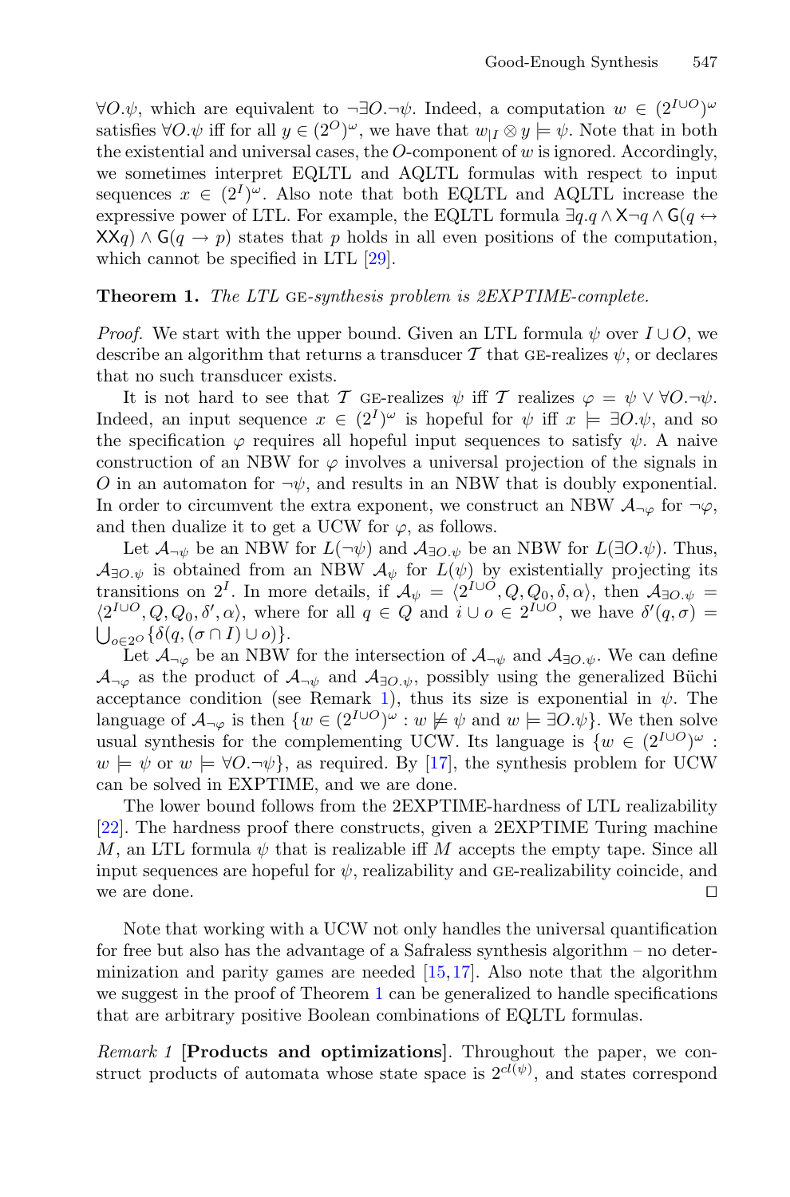$\forall O.\psi$, which are equivalent to $\neg\exists O.\neg\psi$. Indeed, a computation $w \in (2^{I\cup O})^\omega$ satisfies $\forall O.\psi$ iff for all $y \in (2^O)^\omega$, we have that $w_{|I} \otimes y \models \psi$. Note that in both the existential and universal cases, the $O$-component of $w$ is ignored. Accordingly, we sometimes interpret EQLTL and AQLTL formulas with respect to input sequences $x \in (2^I)^\omega$. Also note that both EQLTL and AQLTL increase the expressive power of LTL. For example, the EQLTL formula $\exists q.q \wedge \mathsf{X}\neg q \wedge \mathsf{G}(q \leftrightarrow \mathsf{XX}q) \wedge \mathsf{G}(q \rightarrow p)$ states that $p$ holds in all even positions of the computation, which cannot be specified in LTL [29].

**Theorem 1.** *The LTL* GE*-synthesis problem is 2EXPTIME-complete.*

*Proof.* We start with the upper bound. Given an LTL formula $\psi$ over $I \cup O$, we describe an algorithm that returns a transducer $\mathcal{T}$ that GE-realizes $\psi$, or declares that no such transducer exists.

It is not hard to see that $\mathcal{T}$ GE-realizes $\psi$ iff $\mathcal{T}$ realizes $\varphi = \psi \vee \forall O.\neg\psi$. Indeed, an input sequence $x \in (2^I)^\omega$ is hopeful for $\psi$ iff $x \models \exists O.\psi$, and so the specification $\varphi$ requires all hopeful input sequences to satisfy $\psi$. A naive construction of an NBW for $\varphi$ involves a universal projection of the signals in $O$ in an automaton for $\neg\psi$, and results in an NBW that is doubly exponential. In order to circumvent the extra exponent, we construct an NBW $\mathcal{A}_{\neg\varphi}$ for $\neg\varphi$, and then dualize it to get a UCW for $\varphi$, as follows.

Let $\mathcal{A}_{\neg\psi}$ be an NBW for $L(\neg\psi)$ and $\mathcal{A}_{\exists O.\psi}$ be an NBW for $L(\exists O.\psi)$. Thus, $\mathcal{A}_{\exists O.\psi}$ is obtained from an NBW $\mathcal{A}_\psi$ for $L(\psi)$ by existentially projecting its transitions on $2^I$. In more details, if $\mathcal{A}_\psi = \langle 2^{I\cup O}, Q, Q_0, \delta, \alpha\rangle$, then $\mathcal{A}_{\exists O.\psi} = \langle 2^{I\cup O}, Q, Q_0, \delta', \alpha\rangle$, where for all $q \in Q$ and $i \cup o \in 2^{I\cup O}$, we have $\delta'(q, \sigma) = \bigcup_{o \in 2^O}\{\delta(q, (\sigma \cap I) \cup o)\}$.

Let $\mathcal{A}_{\neg\varphi}$ be an NBW for the intersection of $\mathcal{A}_{\neg\psi}$ and $\mathcal{A}_{\exists O.\psi}$. We can define $\mathcal{A}_{\neg\varphi}$ as the product of $\mathcal{A}_{\neg\psi}$ and $\mathcal{A}_{\exists O.\psi}$, possibly using the generalized Büchi acceptance condition (see Remark 1), thus its size is exponential in $\psi$. The language of $\mathcal{A}_{\neg\varphi}$ is then $\{w \in (2^{I\cup O})^\omega : w \not\models \psi \text{ and } w \models \exists O.\psi\}$. We then solve usual synthesis for the complementing UCW. Its language is $\{w \in (2^{I\cup O})^\omega : w \models \psi \text{ or } w \models \forall O.\neg\psi\}$, as required. By [17], the synthesis problem for UCW can be solved in EXPTIME, and we are done.

The lower bound follows from the 2EXPTIME-hardness of LTL realizability [22]. The hardness proof there constructs, given a 2EXPTIME Turing machine $M$, an LTL formula $\psi$ that is realizable iff $M$ accepts the empty tape. Since all input sequences are hopeful for $\psi$, realizability and GE-realizability coincide, and we are done. ◻

Note that working with a UCW not only handles the universal quantification for free but also has the advantage of a Safraless synthesis algorithm – no determinization and parity games are needed [15,17]. Also note that the algorithm we suggest in the proof of Theorem 1 can be generalized to handle specifications that are arbitrary positive Boolean combinations of EQLTL formulas.

*Remark 1* **[Products and optimizations]**. Throughout the paper, we construct products of automata whose state space is $2^{cl(\psi)}$, and states correspond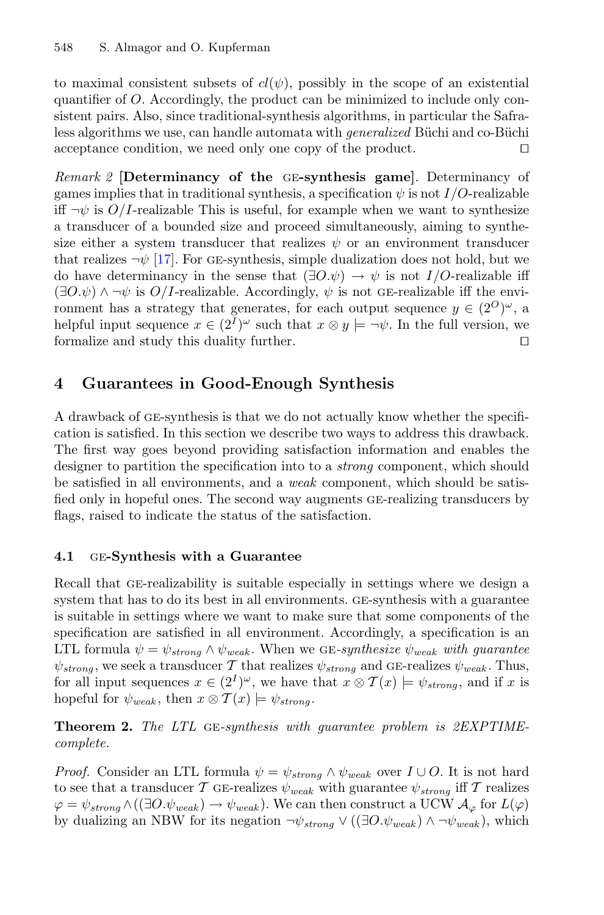to maximal consistent subsets of $cl(\psi)$, possibly in the scope of an existential quantifier of $O$. Accordingly, the product can be minimized to include only consistent pairs. Also, since traditional-synthesis algorithms, in particular the Safraless algorithms we use, can handle automata with *generalized* Büchi and co-Büchi acceptance condition, we need only one copy of the product. □

*Remark 2* [**Determinancy of the GE-synthesis game**]. Determinancy of games implies that in traditional synthesis, a specification $\psi$ is not $I/O$-realizable iff $\neg\psi$ is $O/I$-realizable This is useful, for example when we want to synthesize a transducer of a bounded size and proceed simultaneously, aiming to synthesize either a system transducer that realizes $\psi$ or an environment transducer that realizes $\neg\psi$ [17]. For GE-synthesis, simple dualization does not hold, but we do have determinancy in the sense that $(\exists O.\psi) \rightarrow \psi$ is not $I/O$-realizable iff $(\exists O.\psi) \wedge \neg\psi$ is $O/I$-realizable. Accordingly, $\psi$ is not GE-realizable iff the environment has a strategy that generates, for each output sequence $y \in (2^O)^\omega$, a helpful input sequence $x \in (2^I)^\omega$ such that $x \otimes y \models \neg\psi$. In the full version, we formalize and study this duality further. □

## 4 Guarantees in Good-Enough Synthesis

A drawback of GE-synthesis is that we do not actually know whether the specification is satisfied. In this section we describe two ways to address this drawback. The first way goes beyond providing satisfaction information and enables the designer to partition the specification into to a *strong* component, which should be satisfied in all environments, and a *weak* component, which should be satisfied only in hopeful ones. The second way augments GE-realizing transducers by flags, raised to indicate the status of the satisfaction.

### 4.1 GE-Synthesis with a Guarantee

Recall that GE-realizability is suitable especially in settings where we design a system that has to do its best in all environments. GE-synthesis with a guarantee is suitable in settings where we want to make sure that some components of the specification are satisfied in all environment. Accordingly, a specification is an LTL formula $\psi = \psi_{strong} \wedge \psi_{weak}$. When we *GE-synthesize $\psi_{weak}$ with guarantee* $\psi_{strong}$, we seek a transducer $\mathcal{T}$ that realizes $\psi_{strong}$ and GE-realizes $\psi_{weak}$. Thus, for all input sequences $x \in (2^I)^\omega$, we have that $x \otimes \mathcal{T}(x) \models \psi_{strong}$, and if $x$ is hopeful for $\psi_{weak}$, then $x \otimes \mathcal{T}(x) \models \psi_{strong}$.

**Theorem 2.** *The LTL GE-synthesis with guarantee problem is 2EXPTIME-complete.*

*Proof.* Consider an LTL formula $\psi = \psi_{strong} \wedge \psi_{weak}$ over $I \cup O$. It is not hard to see that a transducer $\mathcal{T}$ GE-realizes $\psi_{weak}$ with guarantee $\psi_{strong}$ iff $\mathcal{T}$ realizes $\varphi = \psi_{strong} \wedge ((\exists O.\psi_{weak}) \rightarrow \psi_{weak})$. We can then construct a UCW $\mathcal{A}_\varphi$ for $L(\varphi)$ by dualizing an NBW for its negation $\neg\psi_{strong} \vee ((\exists O.\psi_{weak}) \wedge \neg\psi_{weak})$, which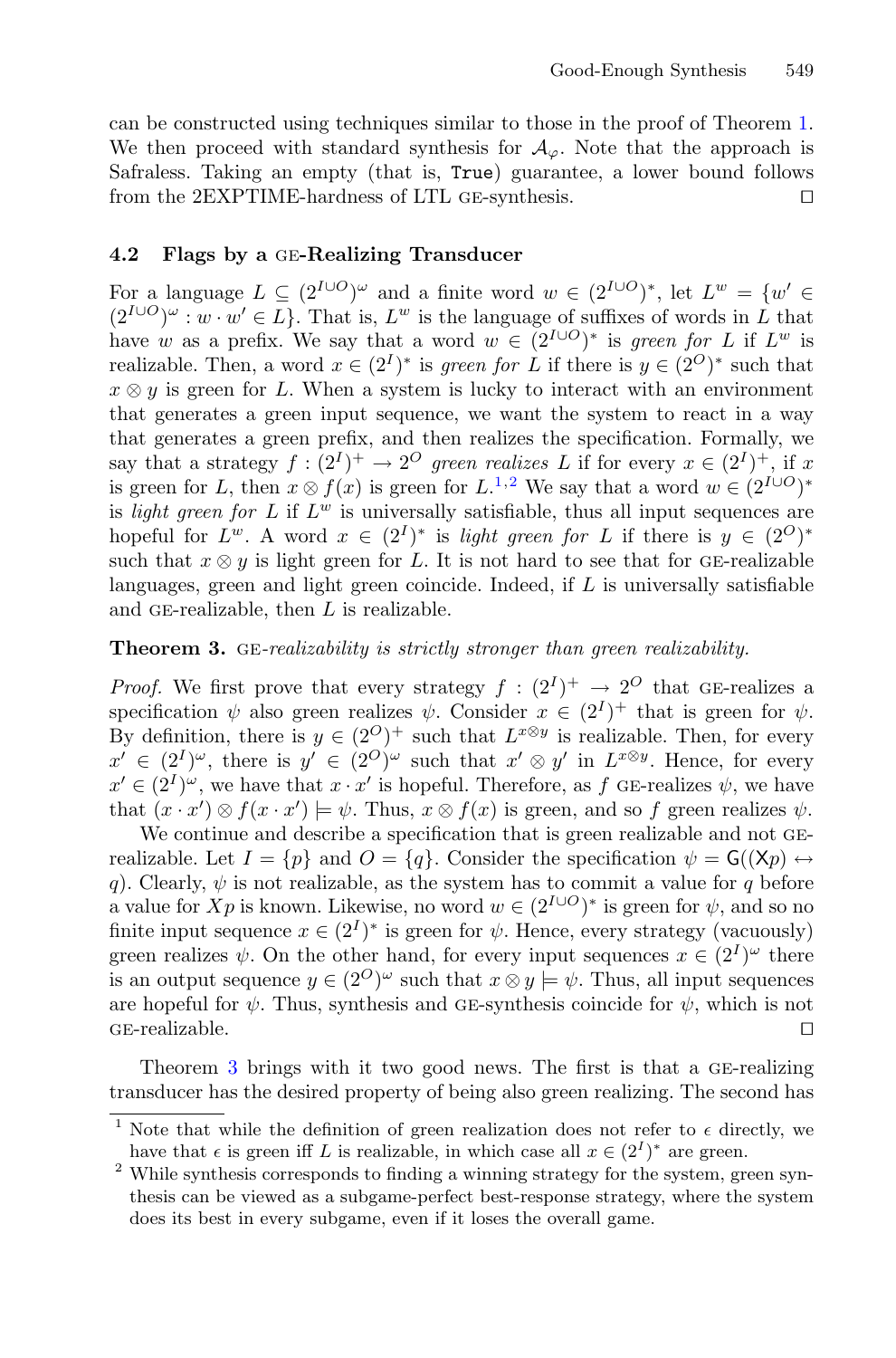can be constructed using techniques similar to those in the proof of Theorem 1. We then proceed with standard synthesis for $\mathcal{A}_\varphi$. Note that the approach is Safraless. Taking an empty (that is, `True`) guarantee, a lower bound follows from the 2EXPTIME-hardness of LTL GE-synthesis. □

### 4.2 Flags by a GE-Realizing Transducer

For a language $L \subseteq (2^{I \cup O})^\omega$ and a finite word $w \in (2^{I \cup O})^*$, let $L^w = \{w' \in (2^{I \cup O})^\omega : w \cdot w' \in L\}$. That is, $L^w$ is the language of suffixes of words in $L$ that have $w$ as a prefix. We say that a word $w \in (2^{I \cup O})^*$ is *green for* $L$ if $L^w$ is realizable. Then, a word $x \in (2^I)^*$ is *green for* $L$ if there is $y \in (2^O)^*$ such that $x \otimes y$ is green for $L$. When a system is lucky to interact with an environment that generates a green input sequence, we want the system to react in a way that generates a green prefix, and then realizes the specification. Formally, we say that a strategy $f : (2^I)^+ \to 2^O$ *green realizes* $L$ if for every $x \in (2^I)^+$, if $x$ is green for $L$, then $x \otimes f(x)$ is green for $L$.[1,2] We say that a word $w \in (2^{I \cup O})^*$ is *light green for* $L$ if $L^w$ is universally satisfiable, thus all input sequences are hopeful for $L^w$. A word $x \in (2^I)^*$ is *light green for* $L$ if there is $y \in (2^O)^*$ such that $x \otimes y$ is light green for $L$. It is not hard to see that for GE-realizable languages, green and light green coincide. Indeed, if $L$ is universally satisfiable and GE-realizable, then $L$ is realizable.

**Theorem 3.** *GE-realizability is strictly stronger than green realizability.*

*Proof.* We first prove that every strategy $f : (2^I)^+ \to 2^O$ that GE-realizes a specification $\psi$ also green realizes $\psi$. Consider $x \in (2^I)^+$ that is green for $\psi$. By definition, there is $y \in (2^O)^+$ such that $L^{x \otimes y}$ is realizable. Then, for every $x' \in (2^I)^\omega$, there is $y' \in (2^O)^\omega$ such that $x' \otimes y'$ in $L^{x \otimes y}$. Hence, for every $x' \in (2^I)^\omega$, we have that $x \cdot x'$ is hopeful. Therefore, as $f$ GE-realizes $\psi$, we have that $(x \cdot x') \otimes f(x \cdot x') \models \psi$. Thus, $x \otimes f(x)$ is green, and so $f$ green realizes $\psi$.

We continue and describe a specification that is green realizable and not GE-realizable. Let $I = \{p\}$ and $O = \{q\}$. Consider the specification $\psi = \mathsf{G}((\mathsf{X}p) \leftrightarrow q)$. Clearly, $\psi$ is not realizable, as the system has to commit a value for $q$ before a value for $Xp$ is known. Likewise, no word $w \in (2^{I \cup O})^*$ is green for $\psi$, and so no finite input sequence $x \in (2^I)^*$ is green for $\psi$. Hence, every strategy (vacuously) green realizes $\psi$. On the other hand, for every input sequences $x \in (2^I)^\omega$ there is an output sequence $y \in (2^O)^\omega$ such that $x \otimes y \models \psi$. Thus, all input sequences are hopeful for $\psi$. Thus, synthesis and GE-synthesis coincide for $\psi$, which is not GE-realizable. □

Theorem 3 brings with it two good news. The first is that a GE-realizing transducer has the desired property of being also green realizing. The second has

---

[1] Note that while the definition of green realization does not refer to $\epsilon$ directly, we have that $\epsilon$ is green iff $L$ is realizable, in which case all $x \in (2^I)^*$ are green.

[2] While synthesis corresponds to finding a winning strategy for the system, green synthesis can be viewed as a subgame-perfect best-response strategy, where the system does its best in every subgame, even if it loses the overall game.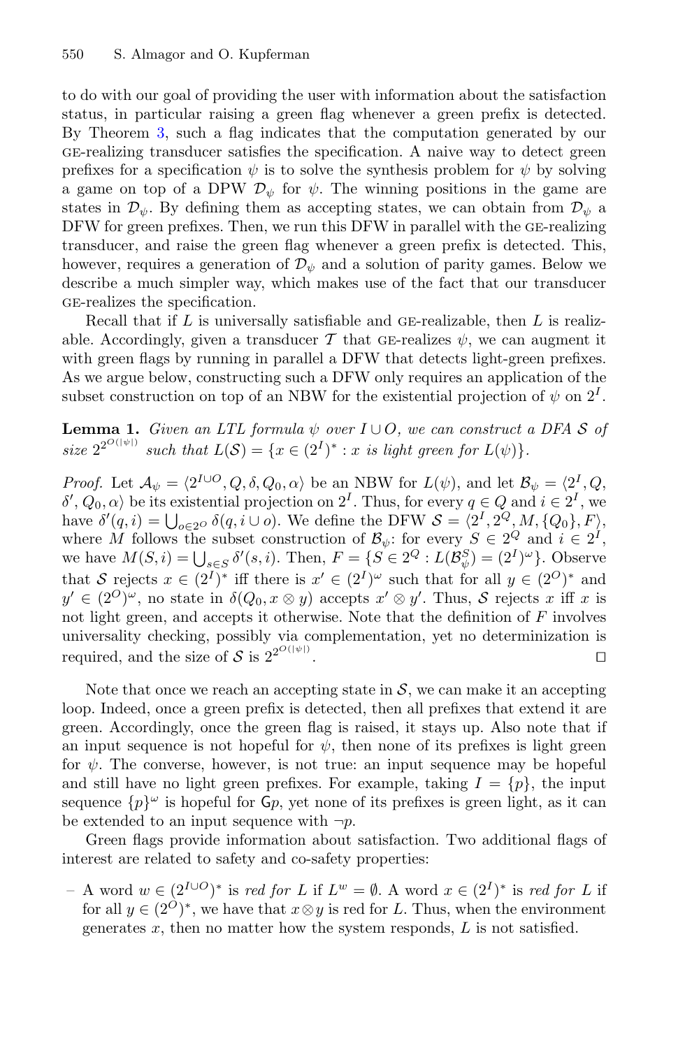to do with our goal of providing the user with information about the satisfaction status, in particular raising a green flag whenever a green prefix is detected. By Theorem 3, such a flag indicates that the computation generated by our GE-realizing transducer satisfies the specification. A naive way to detect green prefixes for a specification $\psi$ is to solve the synthesis problem for $\psi$ by solving a game on top of a DPW $\mathcal{D}_\psi$ for $\psi$. The winning positions in the game are states in $\mathcal{D}_\psi$. By defining them as accepting states, we can obtain from $\mathcal{D}_\psi$ a DFW for green prefixes. Then, we run this DFW in parallel with the GE-realizing transducer, and raise the green flag whenever a green prefix is detected. This, however, requires a generation of $\mathcal{D}_\psi$ and a solution of parity games. Below we describe a much simpler way, which makes use of the fact that our transducer GE-realizes the specification.

Recall that if $L$ is universally satisfiable and GE-realizable, then $L$ is realizable. Accordingly, given a transducer $\mathcal{T}$ that GE-realizes $\psi$, we can augment it with green flags by running in parallel a DFW that detects light-green prefixes. As we argue below, constructing such a DFW only requires an application of the subset construction on top of an NBW for the existential projection of $\psi$ on $2^I$.

**Lemma 1.** *Given an LTL formula $\psi$ over $I \cup O$, we can construct a DFA $\mathcal{S}$ of size $2^{2^{O(|\psi|)}}$ such that $L(\mathcal{S}) = \{x \in (2^I)^* : x \text{ is light green for } L(\psi)\}$.*

*Proof.* Let $\mathcal{A}_\psi = \langle 2^{I \cup O}, Q, \delta, Q_0, \alpha \rangle$ be an NBW for $L(\psi)$, and let $\mathcal{B}_\psi = \langle 2^I, Q, \delta', Q_0, \alpha \rangle$ be its existential projection on $2^I$. Thus, for every $q \in Q$ and $i \in 2^I$, we have $\delta'(q, i) = \bigcup_{o \in 2^O} \delta(q, i \cup o)$. We define the DFW $\mathcal{S} = \langle 2^I, 2^Q, M, \{Q_0\}, F \rangle$, where $M$ follows the subset construction of $\mathcal{B}_\psi$: for every $S \in 2^Q$ and $i \in 2^I$, we have $M(S, i) = \bigcup_{s \in S} \delta'(s, i)$. Then, $F = \{S \in 2^Q : L(\mathcal{B}_\psi^S) = (2^I)^\omega\}$. Observe that $\mathcal{S}$ rejects $x \in (2^I)^*$ iff there is $x' \in (2^I)^\omega$ such that for all $y \in (2^O)^*$ and $y' \in (2^O)^\omega$, no state in $\delta(Q_0, x \otimes y)$ accepts $x' \otimes y'$. Thus, $\mathcal{S}$ rejects $x$ iff $x$ is not light green, and accepts it otherwise. Note that the definition of $F$ involves universality checking, possibly via complementation, yet no determinization is required, and the size of $\mathcal{S}$ is $2^{2^{O(|\psi|)}}$. $\square$

Note that once we reach an accepting state in $\mathcal{S}$, we can make it an accepting loop. Indeed, once a green prefix is detected, then all prefixes that extend it are green. Accordingly, once the green flag is raised, it stays up. Also note that if an input sequence is not hopeful for $\psi$, then none of its prefixes is light green for $\psi$. The converse, however, is not true: an input sequence may be hopeful and still have no light green prefixes. For example, taking $I = \{p\}$, the input sequence $\{p\}^\omega$ is hopeful for $\mathsf{G}p$, yet none of its prefixes is green light, as it can be extended to an input sequence with $\neg p$.

Green flags provide information about satisfaction. Two additional flags of interest are related to safety and co-safety properties:

– A word $w \in (2^{I \cup O})^*$ is *red for* $L$ if $L^w = \emptyset$. A word $x \in (2^I)^*$ is *red for* $L$ if for all $y \in (2^O)^*$, we have that $x \otimes y$ is red for $L$. Thus, when the environment generates $x$, then no matter how the system responds, $L$ is not satisfied.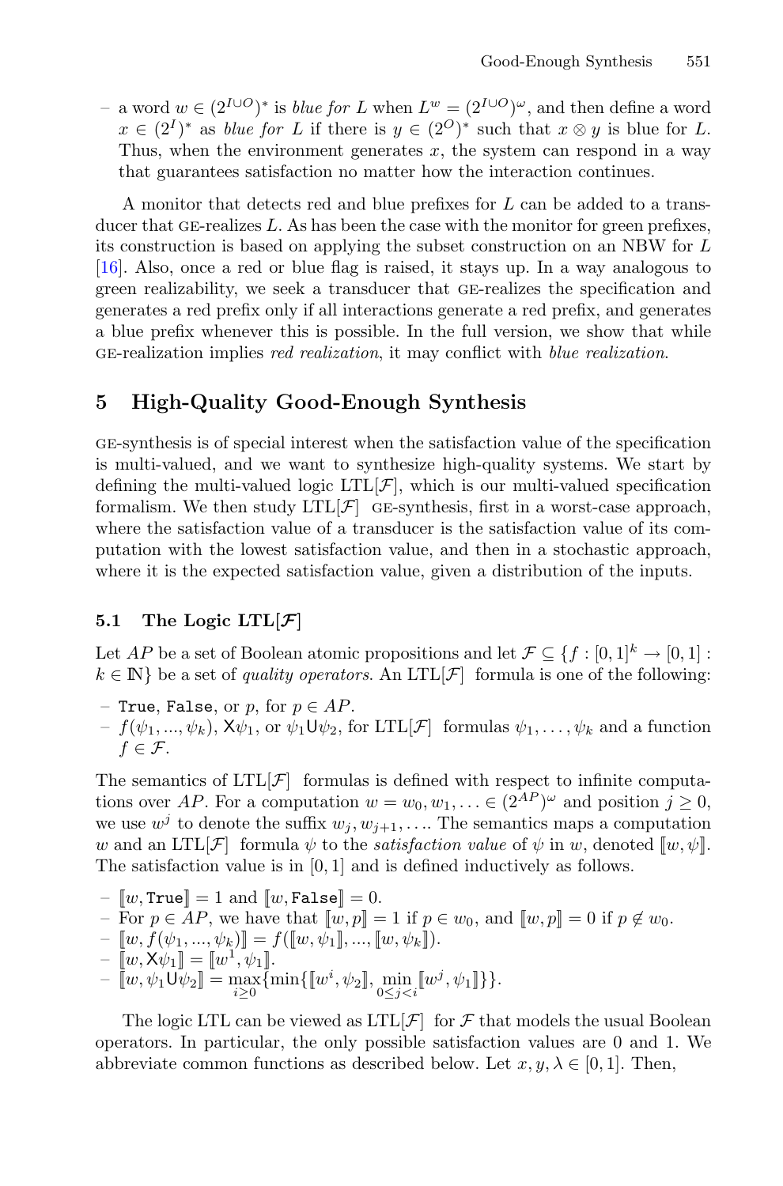– a word $w \in (2^{I \cup O})^*$ is *blue for* $L$ when $L^w = (2^{I \cup O})^\omega$, and then define a word $x \in (2^I)^*$ as *blue for* $L$ if there is $y \in (2^O)^*$ such that $x \otimes y$ is blue for $L$. Thus, when the environment generates $x$, the system can respond in a way that guarantees satisfaction no matter how the interaction continues.

A monitor that detects red and blue prefixes for $L$ can be added to a transducer that GE-realizes $L$. As has been the case with the monitor for green prefixes, its construction is based on applying the subset construction on an NBW for $L$ [16]. Also, once a red or blue flag is raised, it stays up. In a way analogous to green realizability, we seek a transducer that GE-realizes the specification and generates a red prefix only if all interactions generate a red prefix, and generates a blue prefix whenever this is possible. In the full version, we show that while GE-realization implies *red realization*, it may conflict with *blue realization*.

## 5 High-Quality Good-Enough Synthesis

GE-synthesis is of special interest when the satisfaction value of the specification is multi-valued, and we want to synthesize high-quality systems. We start by defining the multi-valued logic LTL[$\mathcal{F}$], which is our multi-valued specification formalism. We then study LTL[$\mathcal{F}$] GE-synthesis, first in a worst-case approach, where the satisfaction value of a transducer is the satisfaction value of its computation with the lowest satisfaction value, and then in a stochastic approach, where it is the expected satisfaction value, given a distribution of the inputs.

### 5.1 The Logic LTL[$\mathcal{F}$]

Let $AP$ be a set of Boolean atomic propositions and let $\mathcal{F} \subseteq \{f : [0,1]^k \to [0,1] : k \in \mathbb{N}\}$ be a set of *quality operators*. An LTL[$\mathcal{F}$] formula is one of the following:

– True, False, or $p$, for $p \in AP$.
– $f(\psi_1, ..., \psi_k)$, $\mathsf{X}\psi_1$, or $\psi_1 \mathsf{U} \psi_2$, for LTL[$\mathcal{F}$] formulas $\psi_1, \ldots, \psi_k$ and a function $f \in \mathcal{F}$.

The semantics of LTL[$\mathcal{F}$] formulas is defined with respect to infinite computations over $AP$. For a computation $w = w_0, w_1, \ldots \in (2^{AP})^\omega$ and position $j \geq 0$, we use $w^j$ to denote the suffix $w_j, w_{j+1}, \ldots$. The semantics maps a computation $w$ and an LTL[$\mathcal{F}$] formula $\psi$ to the *satisfaction value* of $\psi$ in $w$, denoted $[\![w, \psi]\!]$. The satisfaction value is in $[0, 1]$ and is defined inductively as follows.

– $[\![w, \texttt{True}]\!] = 1$ and $[\![w, \texttt{False}]\!] = 0$.
– For $p \in AP$, we have that $[\![w, p]\!] = 1$ if $p \in w_0$, and $[\![w, p]\!] = 0$ if $p \notin w_0$.
– $[\![w, f(\psi_1, ..., \psi_k)]\!] = f([\![w, \psi_1]\!], ..., [\![w, \psi_k]\!])$.
– $[\![w, \mathsf{X}\psi_1]\!] = [\![w^1, \psi_1]\!]$.
– $[\![w, \psi_1 \mathsf{U} \psi_2]\!] = \max\limits_{i \geq 0}\{\min\{[\![w^i, \psi_2]\!], \min\limits_{0 \leq j < i} [\![w^j, \psi_1]\!]\}\}$.

The logic LTL can be viewed as LTL[$\mathcal{F}$] for $\mathcal{F}$ that models the usual Boolean operators. In particular, the only possible satisfaction values are 0 and 1. We abbreviate common functions as described below. Let $x, y, \lambda \in [0, 1]$. Then,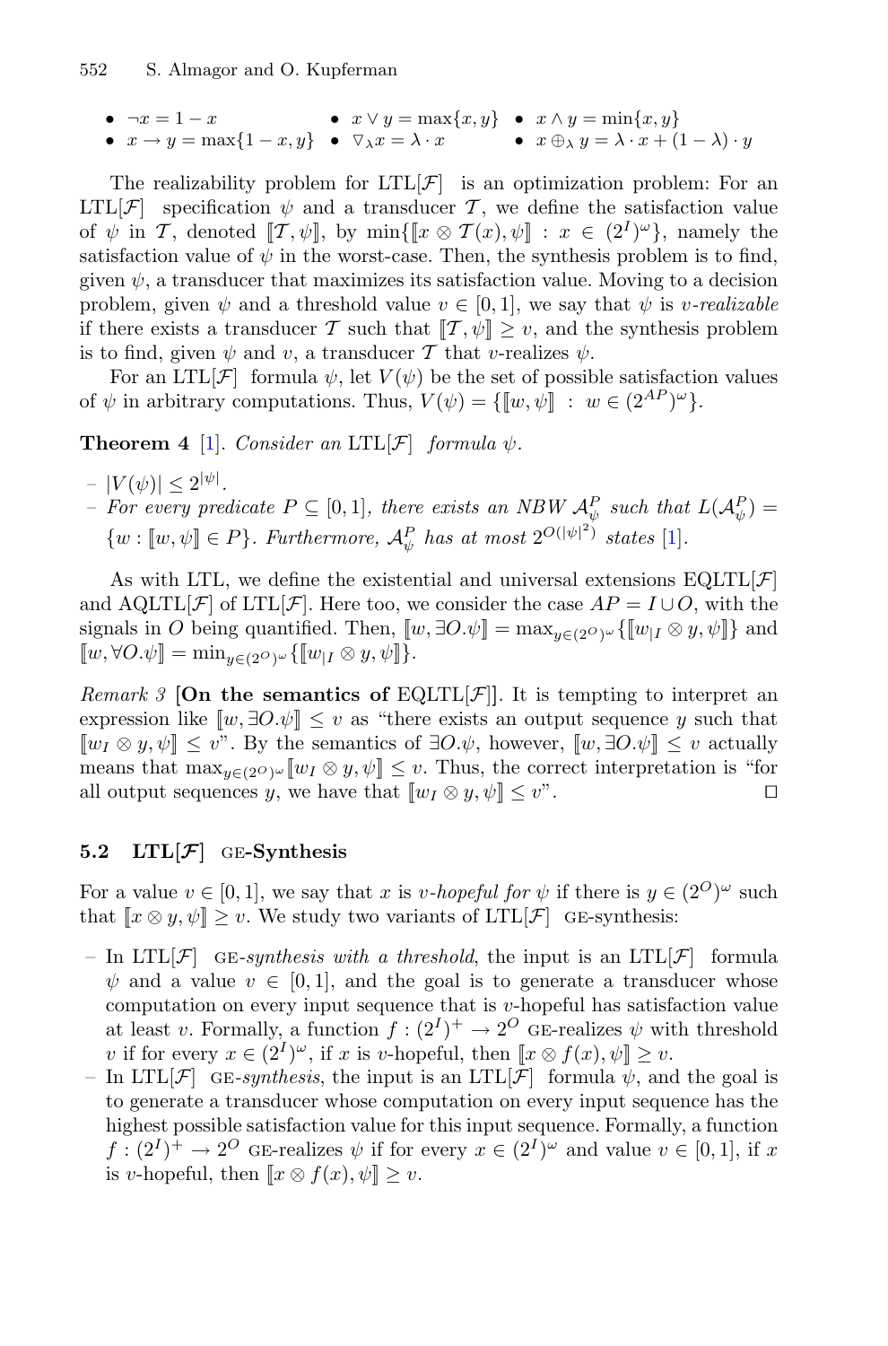- $\neg x = 1 - x$
- $x \vee y = \max\{x, y\}$
- $x \wedge y = \min\{x, y\}$
- $x \rightarrow y = \max\{1 - x, y\}$
- $\triangledown_\lambda x = \lambda \cdot x$
- $x \oplus_\lambda y = \lambda \cdot x + (1 - \lambda) \cdot y$

The realizability problem for LTL[$\mathcal{F}$] is an optimization problem: For an LTL[$\mathcal{F}$] specification $\psi$ and a transducer $\mathcal{T}$, we define the satisfaction value of $\psi$ in $\mathcal{T}$, denoted $[\![\mathcal{T}, \psi]\!]$, by $\min\{[\![x \otimes \mathcal{T}(x), \psi]\!] : x \in (2^I)^\omega\}$, namely the satisfaction value of $\psi$ in the worst-case. Then, the synthesis problem is to find, given $\psi$, a transducer that maximizes its satisfaction value. Moving to a decision problem, given $\psi$ and a threshold value $v \in [0, 1]$, we say that $\psi$ is *v-realizable* if there exists a transducer $\mathcal{T}$ such that $[\![\mathcal{T}, \psi]\!] \geq v$, and the synthesis problem is to find, given $\psi$ and $v$, a transducer $\mathcal{T}$ that $v$-realizes $\psi$.

For an LTL[$\mathcal{F}$] formula $\psi$, let $V(\psi)$ be the set of possible satisfaction values of $\psi$ in arbitrary computations. Thus, $V(\psi) = \{[\![w, \psi]\!] : w \in (2^{AP})^\omega\}$.

**Theorem 4** [1]. *Consider an* LTL[$\mathcal{F}$] *formula* $\psi$.

- $|V(\psi)| \leq 2^{|\psi|}$.
- *For every predicate* $P \subseteq [0, 1]$*, there exists an NBW* $\mathcal{A}_\psi^P$ *such that* $L(\mathcal{A}_\psi^P) = \{w : [\![w, \psi]\!] \in P\}$*. Furthermore,* $\mathcal{A}_\psi^P$ *has at most* $2^{O(|\psi|^2)}$ *states* [1].

As with LTL, we define the existential and universal extensions EQLTL[$\mathcal{F}$] and AQLTL[$\mathcal{F}$] of LTL[$\mathcal{F}$]. Here too, we consider the case $AP = I \cup O$, with the signals in $O$ being quantified. Then, $[\![w, \exists O.\psi]\!] = \max_{y \in (2^O)^\omega}\{[\![w_{|I} \otimes y, \psi]\!]\}$ and $[\![w, \forall O.\psi]\!] = \min_{y \in (2^O)^\omega}\{[\![w_{|I} \otimes y, \psi]\!]\}$.

*Remark 3* **[On the semantics of** EQLTL[$\mathcal{F}$]**].** It is tempting to interpret an expression like $[\![w, \exists O.\psi]\!] \leq v$ as "there exists an output sequence $y$ such that $[\![w_I \otimes y, \psi]\!] \leq v$". By the semantics of $\exists O.\psi$, however, $[\![w, \exists O.\psi]\!] \leq v$ actually means that $\max_{y \in (2^O)^\omega}[\![w_I \otimes y, \psi]\!] \leq v$. Thus, the correct interpretation is "for all output sequences $y$, we have that $[\![w_I \otimes y, \psi]\!] \leq v$". $\square$

### 5.2 LTL[$\mathcal{F}$] GE-Synthesis

For a value $v \in [0, 1]$, we say that $x$ is *v-hopeful for* $\psi$ if there is $y \in (2^O)^\omega$ such that $[\![x \otimes y, \psi]\!] \geq v$. We study two variants of LTL[$\mathcal{F}$] GE-synthesis:

- In LTL[$\mathcal{F}$] GE-*synthesis with a threshold*, the input is an LTL[$\mathcal{F}$] formula $\psi$ and a value $v \in [0, 1]$, and the goal is to generate a transducer whose computation on every input sequence that is $v$-hopeful has satisfaction value at least $v$. Formally, a function $f : (2^I)^+ \rightarrow 2^O$ GE-realizes $\psi$ with threshold $v$ if for every $x \in (2^I)^\omega$, if $x$ is $v$-hopeful, then $[\![x \otimes f(x), \psi]\!] \geq v$.
- In LTL[$\mathcal{F}$] GE-*synthesis*, the input is an LTL[$\mathcal{F}$] formula $\psi$, and the goal is to generate a transducer whose computation on every input sequence has the highest possible satisfaction value for this input sequence. Formally, a function $f : (2^I)^+ \rightarrow 2^O$ GE-realizes $\psi$ if for every $x \in (2^I)^\omega$ and value $v \in [0, 1]$, if $x$ is $v$-hopeful, then $[\![x \otimes f(x), \psi]\!] \geq v$.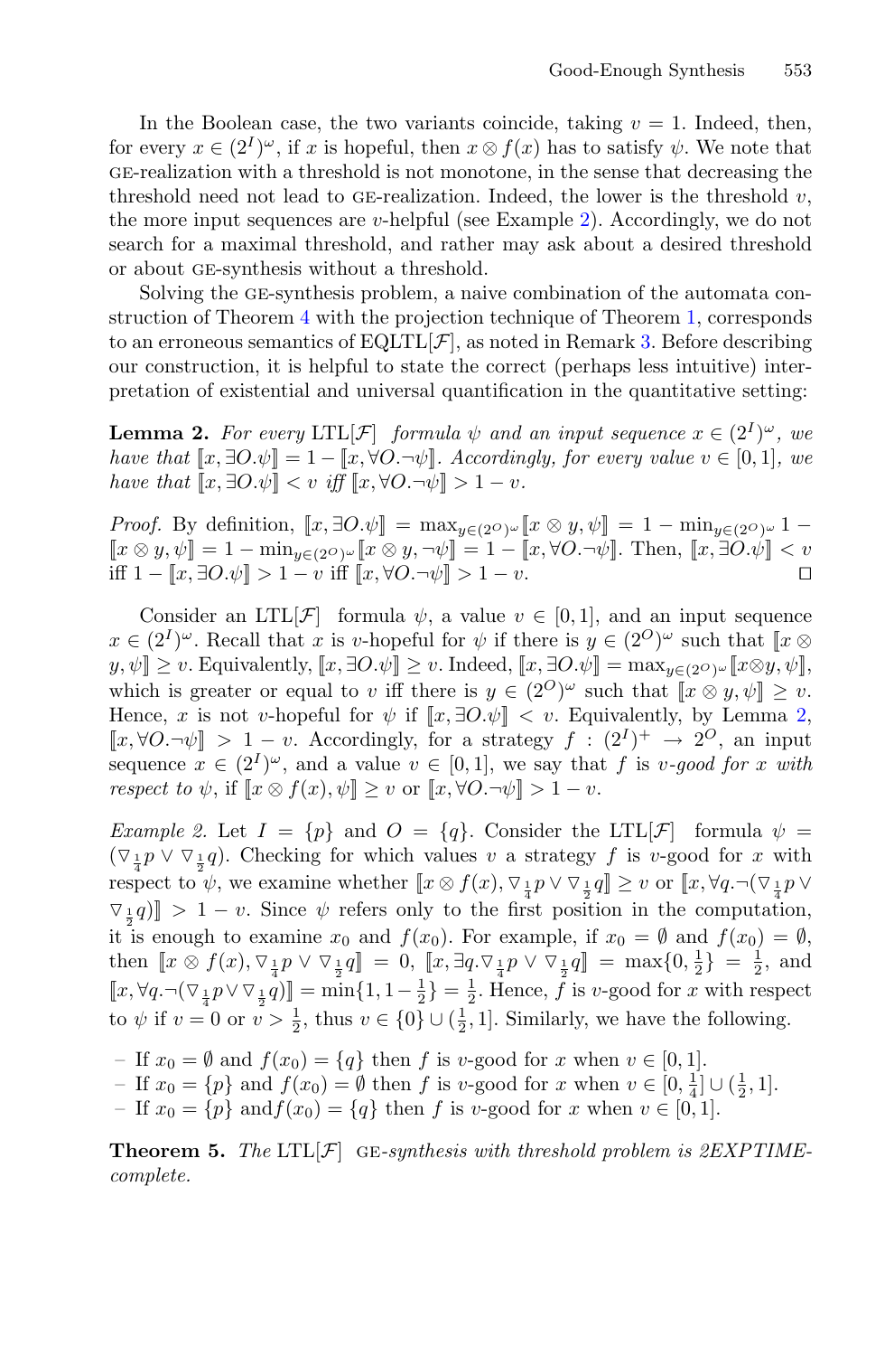In the Boolean case, the two variants coincide, taking $v = 1$. Indeed, then, for every $x \in (2^I)^\omega$, if $x$ is hopeful, then $x \otimes f(x)$ has to satisfy $\psi$. We note that GE-realization with a threshold is not monotone, in the sense that decreasing the threshold need not lead to GE-realization. Indeed, the lower is the threshold $v$, the more input sequences are $v$-helpful (see Example 2). Accordingly, we do not search for a maximal threshold, and rather may ask about a desired threshold or about GE-synthesis without a threshold.

Solving the GE-synthesis problem, a naive combination of the automata construction of Theorem 4 with the projection technique of Theorem 1, corresponds to an erroneous semantics of EQLTL[$\mathcal{F}$], as noted in Remark 3. Before describing our construction, it is helpful to state the correct (perhaps less intuitive) interpretation of existential and universal quantification in the quantitative setting:

**Lemma 2.** *For every* LTL[$\mathcal{F}$] *formula* $\psi$ *and an input sequence* $x \in (2^I)^\omega$*, we have that* $[\![x, \exists O.\psi]\!] = 1 - [\![x, \forall O.\neg\psi]\!]$*. Accordingly, for every value* $v \in [0, 1]$*, we have that* $[\![x, \exists O.\psi]\!] < v$ *iff* $[\![x, \forall O.\neg\psi]\!] > 1 - v$*.*

*Proof.* By definition, $[\![x, \exists O.\psi]\!] = \max_{y \in (2^O)^\omega} [\![x \otimes y, \psi]\!] = 1 - \min_{y \in (2^O)^\omega} 1 - [\![x \otimes y, \psi]\!] = 1 - \min_{y \in (2^O)^\omega} [\![x \otimes y, \neg\psi]\!] = 1 - [\![x, \forall O.\neg\psi]\!]$. Then, $[\![x, \exists O.\psi]\!] < v$ iff $1 - [\![x, \exists O.\psi]\!] > 1 - v$ iff $[\![x, \forall O.\neg\psi]\!] > 1 - v$. $\square$

Consider an LTL[$\mathcal{F}$] formula $\psi$, a value $v \in [0, 1]$, and an input sequence $x \in (2^I)^\omega$. Recall that $x$ is $v$-hopeful for $\psi$ if there is $y \in (2^O)^\omega$ such that $[\![x \otimes y, \psi]\!] \geq v$. Equivalently, $[\![x, \exists O.\psi]\!] \geq v$. Indeed, $[\![x, \exists O.\psi]\!] = \max_{y \in (2^O)^\omega} [\![x \otimes y, \psi]\!]$, which is greater or equal to $v$ iff there is $y \in (2^O)^\omega$ such that $[\![x \otimes y, \psi]\!] \geq v$. Hence, $x$ is not $v$-hopeful for $\psi$ if $[\![x, \exists O.\psi]\!] < v$. Equivalently, by Lemma 2, $[\![x, \forall O.\neg\psi]\!] > 1 - v$. Accordingly, for a strategy $f : (2^I)^+ \to 2^O$, an input sequence $x \in (2^I)^\omega$, and a value $v \in [0, 1]$, we say that $f$ is *$v$-good for $x$ with respect to $\psi$*, if $[\![x \otimes f(x), \psi]\!] \geq v$ or $[\![x, \forall O.\neg\psi]\!] > 1 - v$.

*Example 2.* Let $I = \{p\}$ and $O = \{q\}$. Consider the LTL[$\mathcal{F}$] formula $\psi = (\nabla_{\frac{1}{4}} p \vee \nabla_{\frac{1}{2}} q)$. Checking for which values $v$ a strategy $f$ is $v$-good for $x$ with respect to $\psi$, we examine whether $[\![x \otimes f(x), \nabla_{\frac{1}{4}} p \vee \nabla_{\frac{1}{2}} q]\!] \geq v$ or $[\![x, \forall q.\neg(\nabla_{\frac{1}{4}} p \vee \nabla_{\frac{1}{2}} q)]\!] > 1 - v$. Since $\psi$ refers only to the first position in the computation, it is enough to examine $x_0$ and $f(x_0)$. For example, if $x_0 = \emptyset$ and $f(x_0) = \emptyset$, then $[\![x \otimes f(x), \nabla_{\frac{1}{4}} p \vee \nabla_{\frac{1}{2}} q]\!] = 0$, $[\![x, \exists q.\nabla_{\frac{1}{4}} p \vee \nabla_{\frac{1}{2}} q]\!] = \max\{0, \frac{1}{2}\} = \frac{1}{2}$, and $[\![x, \forall q.\neg(\nabla_{\frac{1}{4}} p \vee \nabla_{\frac{1}{2}} q)]\!] = \min\{1, 1 - \frac{1}{2}\} = \frac{1}{2}$. Hence, $f$ is $v$-good for $x$ with respect to $\psi$ if $v = 0$ or $v > \frac{1}{2}$, thus $v \in \{0\} \cup (\frac{1}{2}, 1]$. Similarly, we have the following.

- If $x_0 = \emptyset$ and $f(x_0) = \{q\}$ then $f$ is $v$-good for $x$ when $v \in [0, 1]$.
- If $x_0 = \{p\}$ and $f(x_0) = \emptyset$ then $f$ is $v$-good for $x$ when $v \in [0, \frac{1}{4}] \cup (\frac{1}{2}, 1]$.
- If $x_0 = \{p\}$ and $f(x_0) = \{q\}$ then $f$ is $v$-good for $x$ when $v \in [0, 1]$.

**Theorem 5.** *The* LTL[$\mathcal{F}$] GE*-synthesis with threshold problem is 2EXPTIME-complete.*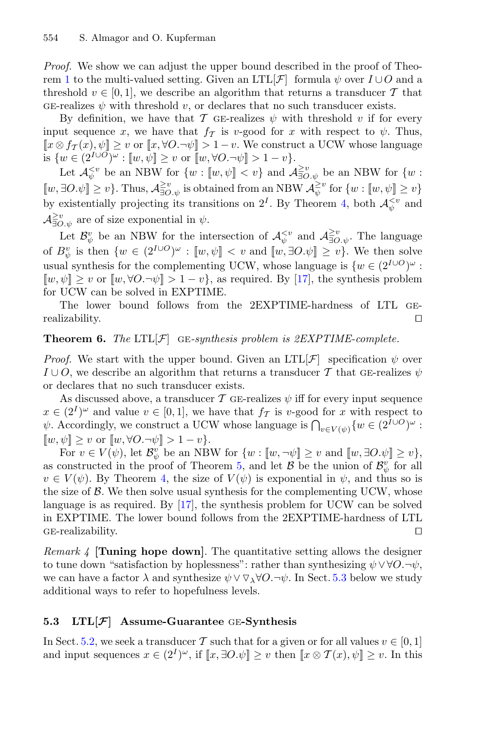*Proof.* We show we can adjust the upper bound described in the proof of Theorem 1 to the multi-valued setting. Given an LTL[$\mathcal{F}$] formula $\psi$ over $I \cup O$ and a threshold $v \in [0,1]$, we describe an algorithm that returns a transducer $\mathcal{T}$ that GE-realizes $\psi$ with threshold $v$, or declares that no such transducer exists.

By definition, we have that $\mathcal{T}$ GE-realizes $\psi$ with threshold $v$ if for every input sequence $x$, we have that $f_{\mathcal{T}}$ is $v$-good for $x$ with respect to $\psi$. Thus, $[\![x \otimes f_{\mathcal{T}}(x), \psi]\!] \geq v$ or $[\![x, \forall O.\neg\psi]\!] > 1 - v$. We construct a UCW whose language is $\{w \in (2^{I \cup O})^\omega : [\![w, \psi]\!] \geq v \text{ or } [\![w, \forall O.\neg\psi]\!] > 1 - v\}$.

Let $\mathcal{A}_\psi^{<v}$ be an NBW for $\{w : [\![w, \psi]\!] < v\}$ and $\mathcal{A}_{\exists O.\psi}^{\geq v}$ be an NBW for $\{w : [\![w, \exists O.\psi]\!] \geq v\}$. Thus, $\mathcal{A}_{\exists O.\psi}^{\geq v}$ is obtained from an NBW $\mathcal{A}_\psi^{\geq v}$ for $\{w : [\![w, \psi]\!] \geq v\}$ by existentially projecting its transitions on $2^I$. By Theorem 4, both $\mathcal{A}_\psi^{<v}$ and $\mathcal{A}_{\exists O.\psi}^{\geq v}$ are of size exponential in $\psi$.

Let $\mathcal{B}_\psi^v$ be an NBW for the intersection of $\mathcal{A}_\psi^{<v}$ and $\mathcal{A}_{\exists O.\psi}^{\geq v}$. The language of $B_\psi^v$ is then $\{w \in (2^{I \cup O})^\omega : [\![w, \psi]\!] < v \text{ and } [\![w, \exists O.\psi]\!] \geq v\}$. We then solve usual synthesis for the complementing UCW, whose language is $\{w \in (2^{I \cup O})^\omega : [\![w, \psi]\!] \geq v \text{ or } [\![w, \forall O.\neg\psi]\!] > 1 - v\}$, as required. By [17], the synthesis problem for UCW can be solved in EXPTIME.

The lower bound follows from the 2EXPTIME-hardness of LTL GE-realizability. $\square$

**Theorem 6.** *The* LTL[$\mathcal{F}$] GE*-synthesis problem is 2EXPTIME-complete.*

*Proof.* We start with the upper bound. Given an LTL[$\mathcal{F}$] specification $\psi$ over $I \cup O$, we describe an algorithm that returns a transducer $\mathcal{T}$ that GE-realizes $\psi$ or declares that no such transducer exists.

As discussed above, a transducer $\mathcal{T}$ GE-realizes $\psi$ iff for every input sequence $x \in (2^I)^\omega$ and value $v \in [0,1]$, we have that $f_{\mathcal{T}}$ is $v$-good for $x$ with respect to $\psi$. Accordingly, we construct a UCW whose language is $\bigcap_{v \in V(\psi)} \{w \in (2^{I \cup O})^\omega : [\![w, \psi]\!] \geq v \text{ or } [\![w, \forall O.\neg\psi]\!] > 1 - v\}$.

For $v \in V(\psi)$, let $\mathcal{B}_\psi^v$ be an NBW for $\{w : [\![w, \neg\psi]\!] \geq v \text{ and } [\![w, \exists O.\psi]\!] \geq v\}$, as constructed in the proof of Theorem 5, and let $\mathcal{B}$ be the union of $\mathcal{B}_\psi^v$ for all $v \in V(\psi)$. By Theorem 4, the size of $V(\psi)$ is exponential in $\psi$, and thus so is the size of $\mathcal{B}$. We then solve usual synthesis for the complementing UCW, whose language is as required. By [17], the synthesis problem for UCW can be solved in EXPTIME. The lower bound follows from the 2EXPTIME-hardness of LTL GE-realizability. $\square$

*Remark 4* **[Tuning hope down]**. The quantitative setting allows the designer to tune down "satisfaction by hoplessness": rather than synthesizing $\psi \vee \forall O.\neg\psi$, we can have a factor $\lambda$ and synthesize $\psi \vee \nabla_\lambda \forall O.\neg\psi$. In Sect. 5.3 below we study additional ways to refer to hopefulness levels.

### 5.3 LTL[$\mathcal{F}$] Assume-Guarantee GE-Synthesis

In Sect. 5.2, we seek a transducer $\mathcal{T}$ such that for a given or for all values $v \in [0,1]$ and input sequences $x \in (2^I)^\omega$, if $[\![x, \exists O.\psi]\!] \geq v$ then $[\![x \otimes \mathcal{T}(x), \psi]\!] \geq v$. In this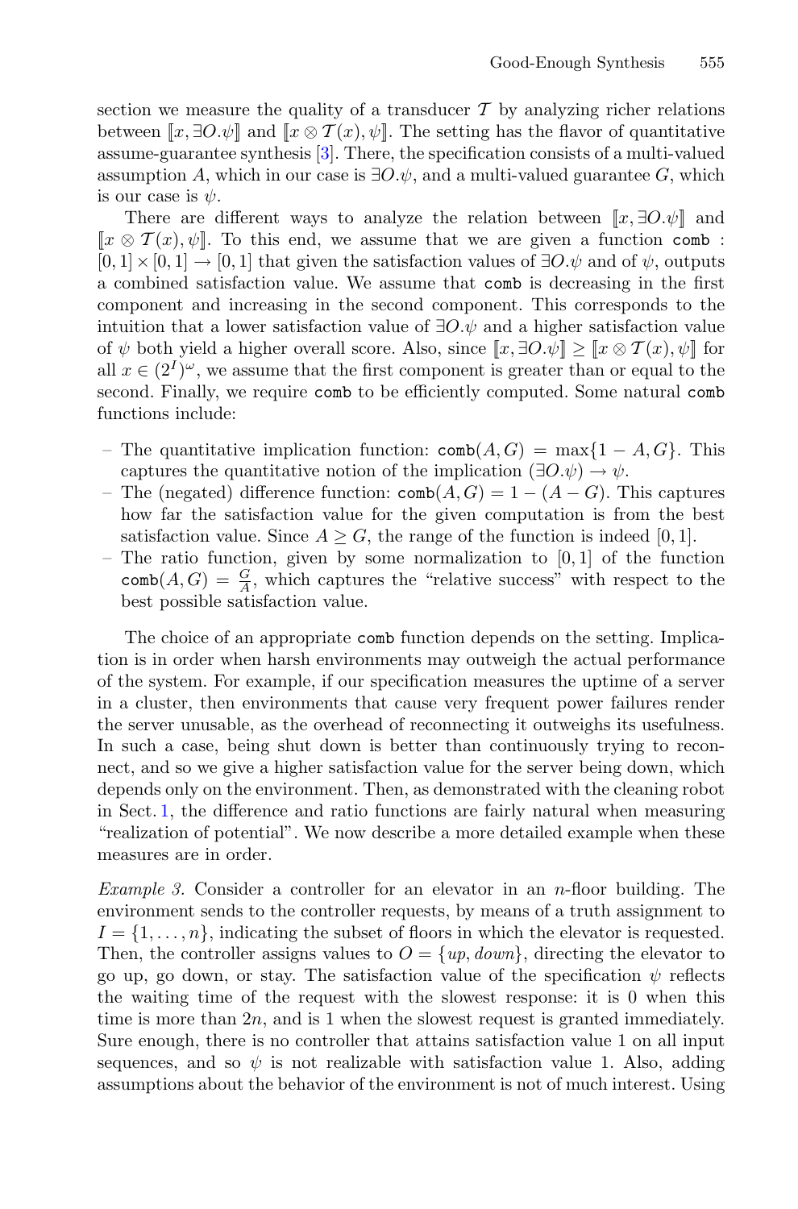section we measure the quality of a transducer $\mathcal{T}$ by analyzing richer relations between $[\![x, \exists O.\psi]\!]$ and $[\![x \otimes \mathcal{T}(x), \psi]\!]$. The setting has the flavor of quantitative assume-guarantee synthesis [3]. There, the specification consists of a multi-valued assumption $A$, which in our case is $\exists O.\psi$, and a multi-valued guarantee $G$, which is our case is $\psi$.

There are different ways to analyze the relation between $[\![x, \exists O.\psi]\!]$ and $[\![x \otimes \mathcal{T}(x), \psi]\!]$. To this end, we assume that we are given a function $\texttt{comb} : [0,1] \times [0,1] \to [0,1]$ that given the satisfaction values of $\exists O.\psi$ and of $\psi$, outputs a combined satisfaction value. We assume that comb is decreasing in the first component and increasing in the second component. This corresponds to the intuition that a lower satisfaction value of $\exists O.\psi$ and a higher satisfaction value of $\psi$ both yield a higher overall score. Also, since $[\![x, \exists O.\psi]\!] \geq [\![x \otimes \mathcal{T}(x), \psi]\!]$ for all $x \in (2^I)^\omega$, we assume that the first component is greater than or equal to the second. Finally, we require comb to be efficiently computed. Some natural comb functions include:

- The quantitative implication function: $\texttt{comb}(A, G) = \max\{1 - A, G\}$. This captures the quantitative notion of the implication $(\exists O.\psi) \to \psi$.
- The (negated) difference function: $\texttt{comb}(A, G) = 1 - (A - G)$. This captures how far the satisfaction value for the given computation is from the best satisfaction value. Since $A \geq G$, the range of the function is indeed $[0, 1]$.
- The ratio function, given by some normalization to $[0, 1]$ of the function $\texttt{comb}(A, G) = \frac{G}{A}$, which captures the "relative success" with respect to the best possible satisfaction value.

The choice of an appropriate comb function depends on the setting. Implication is in order when harsh environments may outweigh the actual performance of the system. For example, if our specification measures the uptime of a server in a cluster, then environments that cause very frequent power failures render the server unusable, as the overhead of reconnecting it outweighs its usefulness. In such a case, being shut down is better than continuously trying to reconnect, and so we give a higher satisfaction value for the server being down, which depends only on the environment. Then, as demonstrated with the cleaning robot in Sect. 1, the difference and ratio functions are fairly natural when measuring "realization of potential". We now describe a more detailed example when these measures are in order.

*Example 3.* Consider a controller for an elevator in an $n$-floor building. The environment sends to the controller requests, by means of a truth assignment to $I = \{1, \ldots, n\}$, indicating the subset of floors in which the elevator is requested. Then, the controller assigns values to $O = \{up, down\}$, directing the elevator to go up, go down, or stay. The satisfaction value of the specification $\psi$ reflects the waiting time of the request with the slowest response: it is 0 when this time is more than $2n$, and is 1 when the slowest request is granted immediately. Sure enough, there is no controller that attains satisfaction value 1 on all input sequences, and so $\psi$ is not realizable with satisfaction value 1. Also, adding assumptions about the behavior of the environment is not of much interest. Using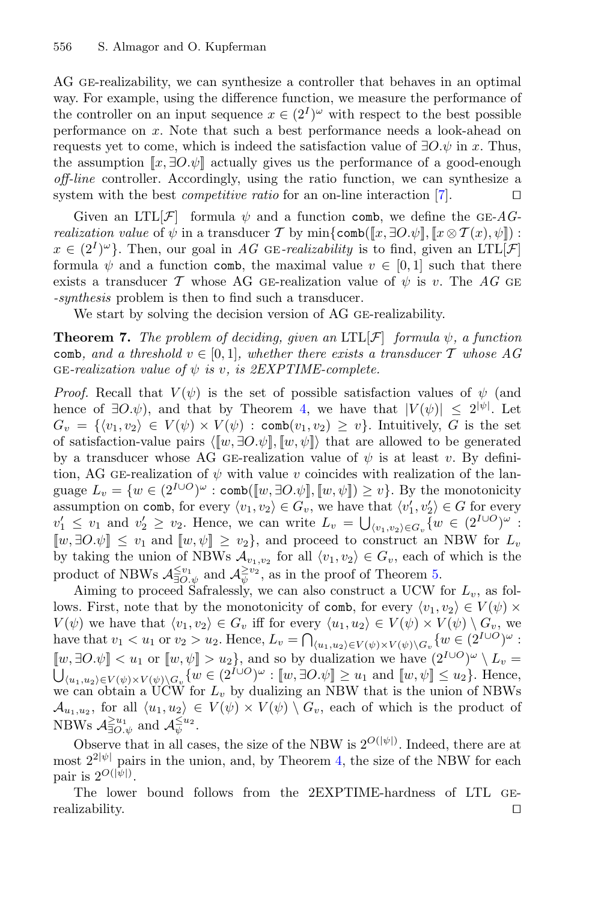AG GE-realizability, we can synthesize a controller that behaves in an optimal way. For example, using the difference function, we measure the performance of the controller on an input sequence $x \in (2^I)^\omega$ with respect to the best possible performance on $x$. Note that such a best performance needs a look-ahead on requests yet to come, which is indeed the satisfaction value of $\exists O.\psi$ in $x$. Thus, the assumption $[\![x, \exists O.\psi]\!]$ actually gives us the performance of a good-enough *off-line* controller. Accordingly, using the ratio function, we can synthesize a system with the best *competitive ratio* for an on-line interaction [7]. $\square$

Given an LTL[$\mathcal{F}$] formula $\psi$ and a function comb, we define the GE-*AG-realization value* of $\psi$ in a transducer $\mathcal{T}$ by $\min\{\texttt{comb}([\![x, \exists O.\psi]\!], [\![x \otimes \mathcal{T}(x), \psi]\!]) : x \in (2^I)^\omega\}$. Then, our goal in *AG* GE-*realizability* is to find, given an LTL[$\mathcal{F}$] formula $\psi$ and a function comb, the maximal value $v \in [0, 1]$ such that there exists a transducer $\mathcal{T}$ whose AG GE-realization value of $\psi$ is $v$. The *AG* GE *-synthesis* problem is then to find such a transducer.

We start by solving the decision version of AG GE-realizability.

**Theorem 7.** *The problem of deciding, given an* LTL[$\mathcal{F}$] *formula* $\psi$*, a function* comb*, and a threshold* $v \in [0, 1]$*, whether there exists a transducer* $\mathcal{T}$ *whose AG* GE*-realization value of* $\psi$ *is* $v$*, is 2EXPTIME-complete.*

*Proof.* Recall that $V(\psi)$ is the set of possible satisfaction values of $\psi$ (and hence of $\exists O.\psi$), and that by Theorem 4, we have that $|V(\psi)| \leq 2^{|\psi|}$. Let $G_v = \{\langle v_1, v_2\rangle \in V(\psi) \times V(\psi) : \texttt{comb}(v_1, v_2) \geq v\}$. Intuitively, $G$ is the set of satisfaction-value pairs $\langle [\![w, \exists O.\psi]\!], [\![w, \psi]\!]\rangle$ that are allowed to be generated by a transducer whose AG GE-realization value of $\psi$ is at least $v$. By definition, AG GE-realization of $\psi$ with value $v$ coincides with realization of the language $L_v = \{w \in (2^{I\cup O})^\omega : \texttt{comb}([\![w, \exists O.\psi]\!], [\![w, \psi]\!]) \geq v\}$. By the monotonicity assumption on comb, for every $\langle v_1, v_2\rangle \in G_v$, we have that $\langle v_1', v_2'\rangle \in G$ for every $v_1' \leq v_1$ and $v_2' \geq v_2$. Hence, we can write $L_v = \bigcup_{\langle v_1, v_2\rangle \in G_v}\{w \in (2^{I\cup O})^\omega : [\![w, \exists O.\psi]\!] \leq v_1 \text{ and } [\![w, \psi]\!] \geq v_2\}$, and proceed to construct an NBW for $L_v$ by taking the union of NBWs $\mathcal{A}_{v_1,v_2}$ for all $\langle v_1, v_2\rangle \in G_v$, each of which is the product of NBWs $\mathcal{A}^{\leq v_1}_{\exists O.\psi}$ and $\mathcal{A}^{\geq v_2}_{\psi}$, as in the proof of Theorem 5.

Aiming to proceed Safralessly, we can also construct a UCW for $L_v$, as follows. First, note that by the monotonicity of comb, for every $\langle v_1, v_2\rangle \in V(\psi) \times V(\psi)$ we have that $\langle v_1, v_2\rangle \in G_v$ iff for every $\langle u_1, u_2\rangle \in V(\psi) \times V(\psi) \setminus G_v$, we have that $v_1 < u_1$ or $v_2 > u_2$. Hence, $L_v = \bigcap_{\langle u_1, u_2\rangle \in V(\psi)\times V(\psi)\setminus G_v}\{w \in (2^{I\cup O})^\omega : [\![w, \exists O.\psi]\!] < u_1 \text{ or } [\![w, \psi]\!] > u_2\}$, and so by dualization we have $(2^{I\cup O})^\omega \setminus L_v = \bigcup_{\langle u_1, u_2\rangle \in V(\psi)\times V(\psi)\setminus G_v}\{w \in (2^{I\cup O})^\omega : [\![w, \exists O.\psi]\!] \geq u_1 \text{ and } [\![w, \psi]\!] \leq u_2\}$. Hence, we can obtain a UCW for $L_v$ by dualizing an NBW that is the union of NBWs $\mathcal{A}_{u_1,u_2}$, for all $\langle u_1, u_2\rangle \in V(\psi) \times V(\psi) \setminus G_v$, each of which is the product of NBWs $\mathcal{A}^{\geq u_1}_{\exists O.\psi}$ and $\mathcal{A}^{\leq u_2}_{\psi}$.

Observe that in all cases, the size of the NBW is $2^{O(|\psi|)}$. Indeed, there are at most $2^{2|\psi|}$ pairs in the union, and, by Theorem 4, the size of the NBW for each pair is $2^{O(|\psi|)}$.

The lower bound follows from the 2EXPTIME-hardness of LTL GE-realizability. $\square$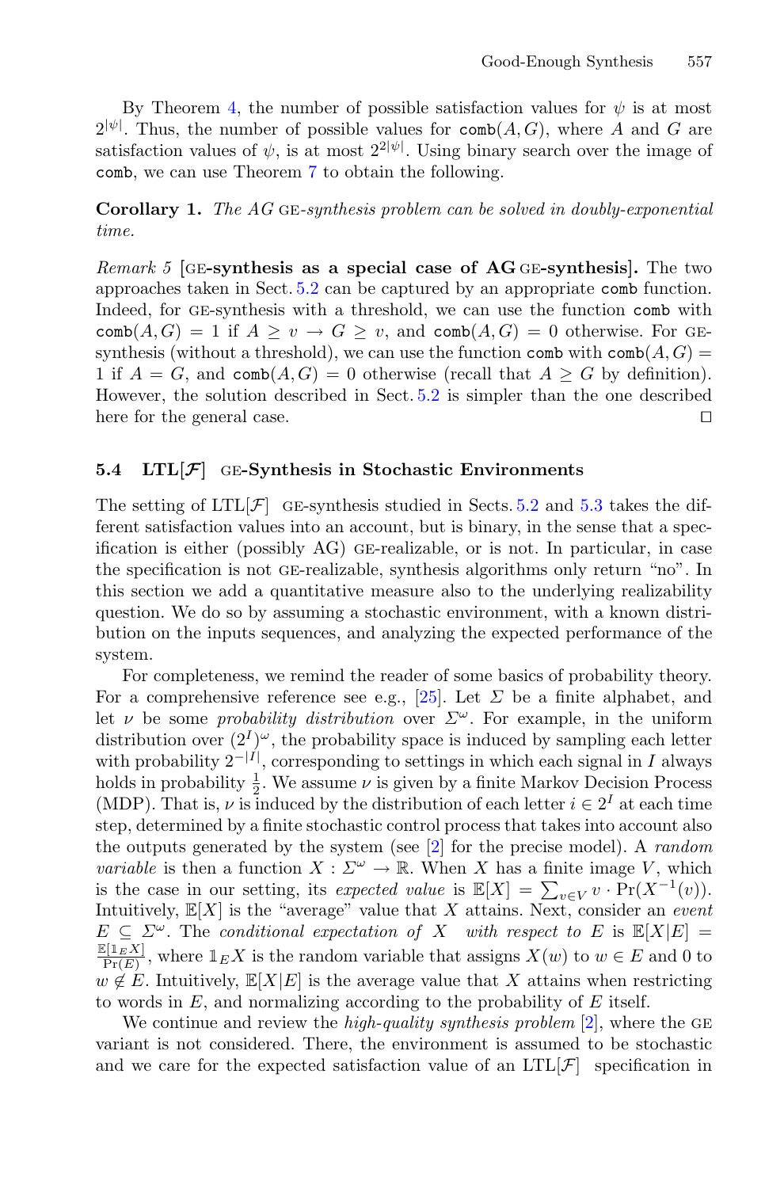By Theorem 4, the number of possible satisfaction values for $\psi$ is at most $2^{|\psi|}$. Thus, the number of possible values for $\texttt{comb}(A, G)$, where $A$ and $G$ are satisfaction values of $\psi$, is at most $2^{2|\psi|}$. Using binary search over the image of comb, we can use Theorem 7 to obtain the following.

**Corollary 1.** *The AG* GE*-synthesis problem can be solved in doubly-exponential time.*

*Remark 5* [**GE-synthesis as a special case of AG GE-synthesis**]. The two approaches taken in Sect. 5.2 can be captured by an appropriate comb function. Indeed, for GE-synthesis with a threshold, we can use the function comb with $\texttt{comb}(A, G) = 1$ if $A \geq v \rightarrow G \geq v$, and $\texttt{comb}(A, G) = 0$ otherwise. For GE-synthesis (without a threshold), we can use the function comb with $\texttt{comb}(A, G) = 1$ if $A = G$, and $\texttt{comb}(A, G) = 0$ otherwise (recall that $A \geq G$ by definition). However, the solution described in Sect. 5.2 is simpler than the one described here for the general case. □

### 5.4 LTL[$\mathcal{F}$] GE-Synthesis in Stochastic Environments

The setting of LTL[$\mathcal{F}$] GE-synthesis studied in Sects. 5.2 and 5.3 takes the different satisfaction values into an account, but is binary, in the sense that a specification is either (possibly AG) GE-realizable, or is not. In particular, in case the specification is not GE-realizable, synthesis algorithms only return "no". In this section we add a quantitative measure also to the underlying realizability question. We do so by assuming a stochastic environment, with a known distribution on the inputs sequences, and analyzing the expected performance of the system.

For completeness, we remind the reader of some basics of probability theory. For a comprehensive reference see e.g., [25]. Let $\Sigma$ be a finite alphabet, and let $\nu$ be some *probability distribution* over $\Sigma^\omega$. For example, in the uniform distribution over $(2^I)^\omega$, the probability space is induced by sampling each letter with probability $2^{-|I|}$, corresponding to settings in which each signal in $I$ always holds in probability $\frac{1}{2}$. We assume $\nu$ is given by a finite Markov Decision Process (MDP). That is, $\nu$ is induced by the distribution of each letter $i \in 2^I$ at each time step, determined by a finite stochastic control process that takes into account also the outputs generated by the system (see [2] for the precise model). A *random variable* is then a function $X : \Sigma^\omega \rightarrow \mathbb{R}$. When $X$ has a finite image $V$, which is the case in our setting, its *expected value* is $\mathbb{E}[X] = \sum_{v \in V} v \cdot \Pr(X^{-1}(v))$. Intuitively, $\mathbb{E}[X]$ is the "average" value that $X$ attains. Next, consider an *event* $E \subseteq \Sigma^\omega$. The *conditional expectation of* $X$ *with respect to* $E$ is $\mathbb{E}[X|E] = \frac{\mathbb{E}[\mathbb{1}_E X]}{\Pr(E)}$, where $\mathbb{1}_E X$ is the random variable that assigns $X(w)$ to $w \in E$ and 0 to $w \notin E$. Intuitively, $\mathbb{E}[X|E]$ is the average value that $X$ attains when restricting to words in $E$, and normalizing according to the probability of $E$ itself.

We continue and review the *high-quality synthesis problem* [2], where the GE variant is not considered. There, the environment is assumed to be stochastic and we care for the expected satisfaction value of an LTL[$\mathcal{F}$] specification in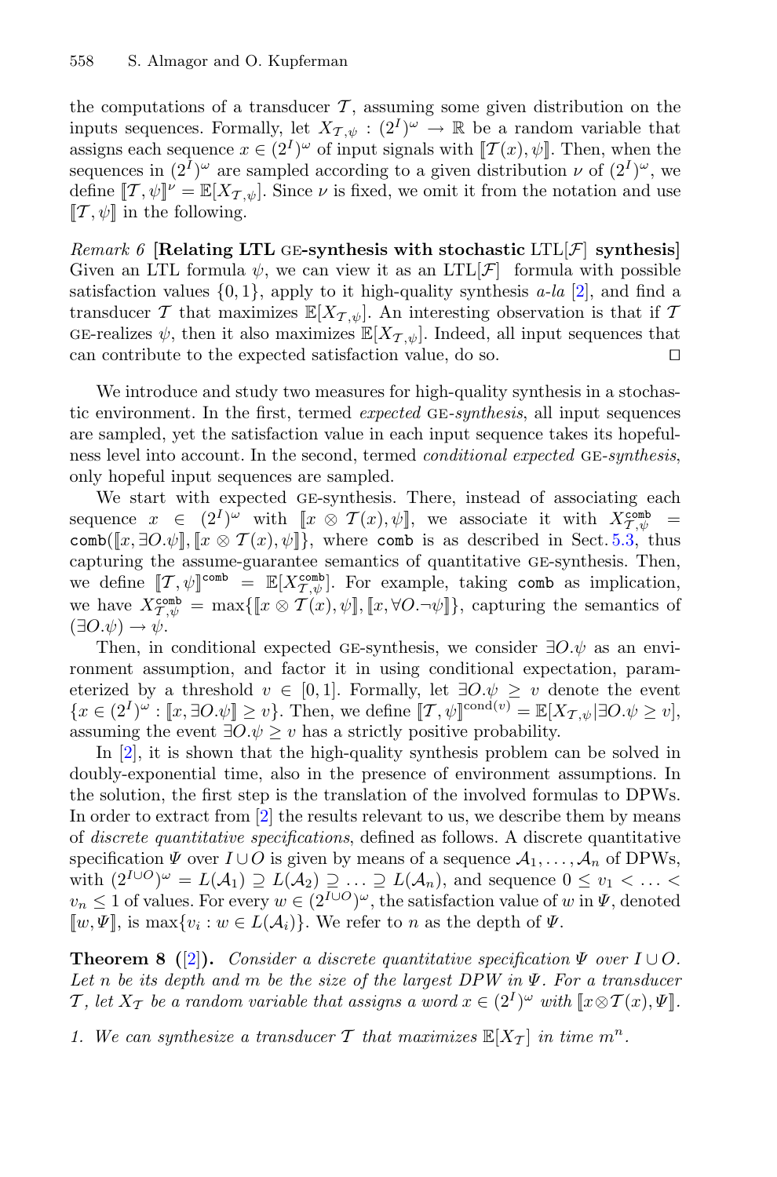the computations of a transducer $\mathcal{T}$, assuming some given distribution on the inputs sequences. Formally, let $X_{\mathcal{T},\psi} : (2^I)^\omega \to \mathbb{R}$ be a random variable that assigns each sequence $x \in (2^I)^\omega$ of input signals with $[\![\mathcal{T}(x), \psi]\!]$. Then, when the sequences in $(2^I)^\omega$ are sampled according to a given distribution $\nu$ of $(2^I)^\omega$, we define $[\![\mathcal{T}, \psi]\!]^\nu = \mathbb{E}[X_{\mathcal{T},\psi}]$. Since $\nu$ is fixed, we omit it from the notation and use $[\![\mathcal{T}, \psi]\!]$ in the following.

*Remark 6* **[Relating LTL GE-synthesis with stochastic LTL[$\mathcal{F}$] synthesis]** Given an LTL formula $\psi$, we can view it as an LTL[$\mathcal{F}$] formula with possible satisfaction values $\{0, 1\}$, apply to it high-quality synthesis *a-la* [2], and find a transducer $\mathcal{T}$ that maximizes $\mathbb{E}[X_{\mathcal{T},\psi}]$. An interesting observation is that if $\mathcal{T}$ GE-realizes $\psi$, then it also maximizes $\mathbb{E}[X_{\mathcal{T},\psi}]$. Indeed, all input sequences that can contribute to the expected satisfaction value, do so. □

We introduce and study two measures for high-quality synthesis in a stochastic environment. In the first, termed *expected* GE-*synthesis*, all input sequences are sampled, yet the satisfaction value in each input sequence takes its hopefulness level into account. In the second, termed *conditional expected* GE-*synthesis*, only hopeful input sequences are sampled.

We start with expected GE-synthesis. There, instead of associating each sequence $x \in (2^I)^\omega$ with $[\![x \otimes \mathcal{T}(x), \psi]\!]$, we associate it with $X^{\mathtt{comb}}_{\mathcal{T},\psi} = \mathtt{comb}([\![x, \exists O.\psi]\!], [\![x \otimes \mathcal{T}(x), \psi]\!])$, where $\mathtt{comb}$ is as described in Sect. 5.3, thus capturing the assume-guarantee semantics of quantitative GE-synthesis. Then, we define $[\![\mathcal{T}, \psi]\!]^{\mathtt{comb}} = \mathbb{E}[X^{\mathtt{comb}}_{\mathcal{T},\psi}]$. For example, taking $\mathtt{comb}$ as implication, we have $X^{\mathtt{comb}}_{\mathcal{T},\psi} = \max\{[\![x \otimes \mathcal{T}(x), \psi]\!], [\![x, \forall O.\neg\psi]\!]\}$, capturing the semantics of $(\exists O.\psi) \to \psi$.

Then, in conditional expected GE-synthesis, we consider $\exists O.\psi$ as an environment assumption, and factor it in using conditional expectation, parameterized by a threshold $v \in [0, 1]$. Formally, let $\exists O.\psi \geq v$ denote the event $\{x \in (2^I)^\omega : [\![x, \exists O.\psi]\!] \geq v\}$. Then, we define $[\![\mathcal{T}, \psi]\!]^{\mathrm{cond}(v)} = \mathbb{E}[X_{\mathcal{T},\psi} | \exists O.\psi \geq v]$, assuming the event $\exists O.\psi \geq v$ has a strictly positive probability.

In [2], it is shown that the high-quality synthesis problem can be solved in doubly-exponential time, also in the presence of environment assumptions. In the solution, the first step is the translation of the involved formulas to DPWs. In order to extract from [2] the results relevant to us, we describe them by means of *discrete quantitative specifications*, defined as follows. A discrete quantitative specification $\Psi$ over $I \cup O$ is given by means of a sequence $\mathcal{A}_1, \ldots, \mathcal{A}_n$ of DPWs, with $(2^{I \cup O})^\omega = L(\mathcal{A}_1) \supseteq L(\mathcal{A}_2) \supseteq \ldots \supseteq L(\mathcal{A}_n)$, and sequence $0 \leq v_1 < \ldots < v_n \leq 1$ of values. For every $w \in (2^{I \cup O})^\omega$, the satisfaction value of $w$ in $\Psi$, denoted $[\![w, \Psi]\!]$, is $\max\{v_i : w \in L(\mathcal{A}_i)\}$. We refer to $n$ as the depth of $\Psi$.

**Theorem 8** **([2]).** *Consider a discrete quantitative specification $\Psi$ over $I \cup O$. Let $n$ be its depth and $m$ be the size of the largest DPW in $\Psi$. For a transducer $\mathcal{T}$, let $X_{\mathcal{T}}$ be a random variable that assigns a word $x \in (2^I)^\omega$ with $[\![x \otimes \mathcal{T}(x), \Psi]\!]$.*

1. *We can synthesize a transducer $\mathcal{T}$ that maximizes $\mathbb{E}[X_{\mathcal{T}}]$ in time $m^n$.*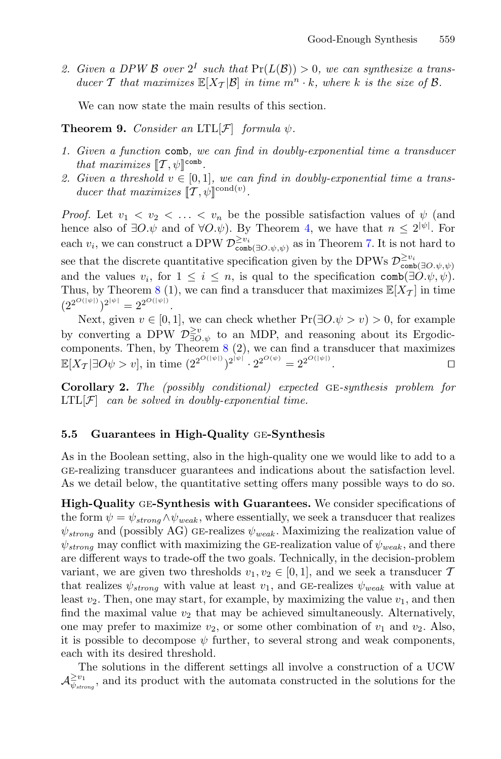2. *Given a DPW $\mathcal{B}$ over $2^I$ such that $\Pr(L(\mathcal{B})) > 0$, we can synthesize a transducer $\mathcal{T}$ that maximizes $\mathbb{E}[X_\mathcal{T}|\mathcal{B}]$ in time $m^n \cdot k$, where $k$ is the size of $\mathcal{B}$.*

We can now state the main results of this section.

**Theorem 9.** *Consider an* LTL[$\mathcal{F}$] *formula* $\psi$.

1. *Given a function* `comb`*, we can find in doubly-exponential time a transducer that maximizes* $[\![\mathcal{T}, \psi]\!]^{\texttt{comb}}$.
2. *Given a threshold* $v \in [0, 1]$*, we can find in doubly-exponential time a transducer that maximizes* $[\![\mathcal{T}, \psi]\!]^{\text{cond}(v)}$.

*Proof.* Let $v_1 < v_2 < \ldots < v_n$ be the possible satisfaction values of $\psi$ (and hence also of $\exists O.\psi$ and of $\forall O.\psi$). By Theorem 4, we have that $n \leq 2^{|\psi|}$. For each $v_i$, we can construct a DPW $\mathcal{D}^{\geq v_i}_{\texttt{comb}(\exists O.\psi,\psi)}$ as in Theorem 7. It is not hard to see that the discrete quantitative specification given by the DPWs $\mathcal{D}^{\geq v_i}_{\texttt{comb}(\exists O.\psi,\psi)}$ and the values $v_i$, for $1 \leq i \leq n$, is qual to the specification $\texttt{comb}(\exists O.\psi, \psi)$. Thus, by Theorem 8 (1), we can find a transducer that maximizes $\mathbb{E}[X_\mathcal{T}]$ in time $(2^{2^{O(|\psi|)}})^{2^{|\psi|}} = 2^{2^{O(|\psi|)}}$.

Next, given $v \in [0, 1]$, we can check whether $\Pr(\exists O.\psi > v) > 0$, for example by converting a DPW $\mathcal{D}^{\geq v}_{\exists O.\psi}$ to an MDP, and reasoning about its Ergodic-components. Then, by Theorem 8 (2), we can find a transducer that maximizes $\mathbb{E}[X_\mathcal{T}|\exists O\psi > v]$, in time $(2^{2^{O(|\psi|)}})^{2^{|\psi|}} \cdot 2^{2^{O(\psi)}} = 2^{2^{O(|\psi|)}}$. $\square$

**Corollary 2.** *The (possibly conditional) expected* GE*-synthesis problem for* LTL[$\mathcal{F}$] *can be solved in doubly-exponential time.*

### 5.5 Guarantees in High-Quality GE-Synthesis

As in the Boolean setting, also in the high-quality one we would like to add to a GE-realizing transducer guarantees and indications about the satisfaction level. As we detail below, the quantitative setting offers many possible ways to do so.

**High-Quality GE-Synthesis with Guarantees.** We consider specifications of the form $\psi = \psi_{strong} \wedge \psi_{weak}$, where essentially, we seek a transducer that realizes $\psi_{strong}$ and (possibly AG) GE-realizes $\psi_{weak}$. Maximizing the realization value of $\psi_{strong}$ may conflict with maximizing the GE-realization value of $\psi_{weak}$, and there are different ways to trade-off the two goals. Technically, in the decision-problem variant, we are given two thresholds $v_1, v_2 \in [0, 1]$, and we seek a transducer $\mathcal{T}$ that realizes $\psi_{strong}$ with value at least $v_1$, and GE-realizes $\psi_{weak}$ with value at least $v_2$. Then, one may start, for example, by maximizing the value $v_1$, and then find the maximal value $v_2$ that may be achieved simultaneously. Alternatively, one may prefer to maximize $v_2$, or some other combination of $v_1$ and $v_2$. Also, it is possible to decompose $\psi$ further, to several strong and weak components, each with its desired threshold.

The solutions in the different settings all involve a construction of a UCW $\mathcal{A}^{\geq v_1}_{\psi_{strong}}$, and its product with the automata constructed in the solutions for the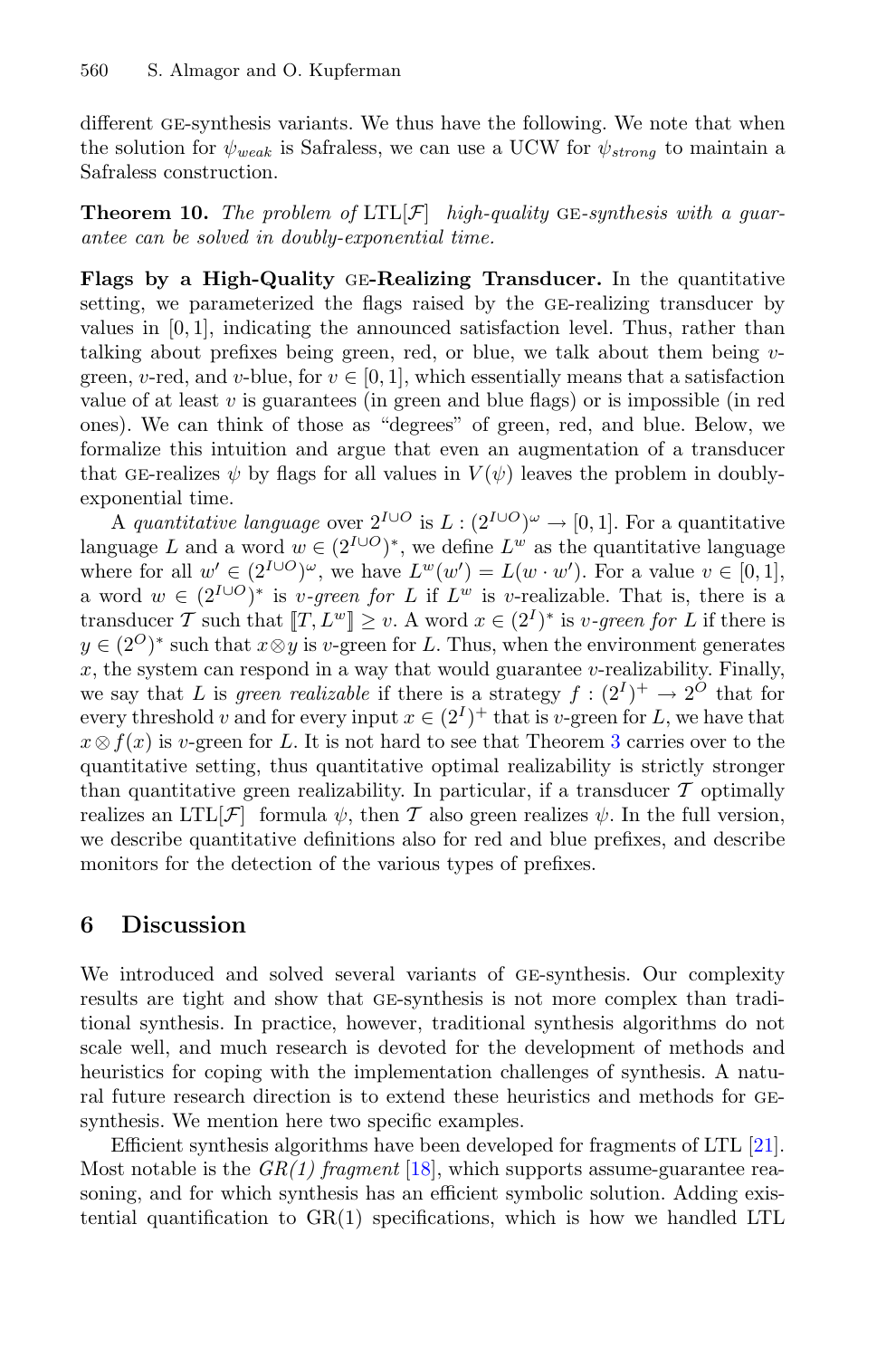different GE-synthesis variants. We thus have the following. We note that when the solution for $\psi_{weak}$ is Safraless, we can use a UCW for $\psi_{strong}$ to maintain a Safraless construction.

**Theorem 10.** *The problem of* LTL[$\mathcal{F}$] *high-quality* GE*-synthesis with a guarantee can be solved in doubly-exponential time.*

**Flags by a High-Quality** GE**-Realizing Transducer.** In the quantitative setting, we parameterized the flags raised by the GE-realizing transducer by values in $[0,1]$, indicating the announced satisfaction level. Thus, rather than talking about prefixes being green, red, or blue, we talk about them being $v$-green, $v$-red, and $v$-blue, for $v \in [0,1]$, which essentially means that a satisfaction value of at least $v$ is guarantees (in green and blue flags) or is impossible (in red ones). We can think of those as "degrees" of green, red, and blue. Below, we formalize this intuition and argue that even an augmentation of a transducer that GE-realizes $\psi$ by flags for all values in $V(\psi)$ leaves the problem in doubly-exponential time.

A *quantitative language* over $2^{I \cup O}$ is $L : (2^{I \cup O})^\omega \rightarrow [0,1]$. For a quantitative language $L$ and a word $w \in (2^{I \cup O})^*$, we define $L^w$ as the quantitative language where for all $w' \in (2^{I \cup O})^\omega$, we have $L^w(w') = L(w \cdot w')$. For a value $v \in [0,1]$, a word $w \in (2^{I \cup O})^*$ is *$v$-green for $L$* if $L^w$ is $v$-realizable. That is, there is a transducer $\mathcal{T}$ such that $[\![T, L^w]\!] \geq v$. A word $x \in (2^I)^*$ is *$v$-green for $L$* if there is $y \in (2^O)^*$ such that $x \otimes y$ is $v$-green for $L$. Thus, when the environment generates $x$, the system can respond in a way that would guarantee $v$-realizability. Finally, we say that $L$ is *green realizable* if there is a strategy $f : (2^I)^+ \rightarrow 2^O$ that for every threshold $v$ and for every input $x \in (2^I)^+$ that is $v$-green for $L$, we have that $x \otimes f(x)$ is $v$-green for $L$. It is not hard to see that Theorem 3 carries over to the quantitative setting, thus quantitative optimal realizability is strictly stronger than quantitative green realizability. In particular, if a transducer $\mathcal{T}$ optimally realizes an LTL[$\mathcal{F}$] formula $\psi$, then $\mathcal{T}$ also green realizes $\psi$. In the full version, we describe quantitative definitions also for red and blue prefixes, and describe monitors for the detection of the various types of prefixes.

## 6 Discussion

We introduced and solved several variants of GE-synthesis. Our complexity results are tight and show that GE-synthesis is not more complex than traditional synthesis. In practice, however, traditional synthesis algorithms do not scale well, and much research is devoted for the development of methods and heuristics for coping with the implementation challenges of synthesis. A natural future research direction is to extend these heuristics and methods for GE-synthesis. We mention here two specific examples.

Efficient synthesis algorithms have been developed for fragments of LTL [21]. Most notable is the *GR(1) fragment* [18], which supports assume-guarantee reasoning, and for which synthesis has an efficient symbolic solution. Adding existential quantification to GR(1) specifications, which is how we handled LTL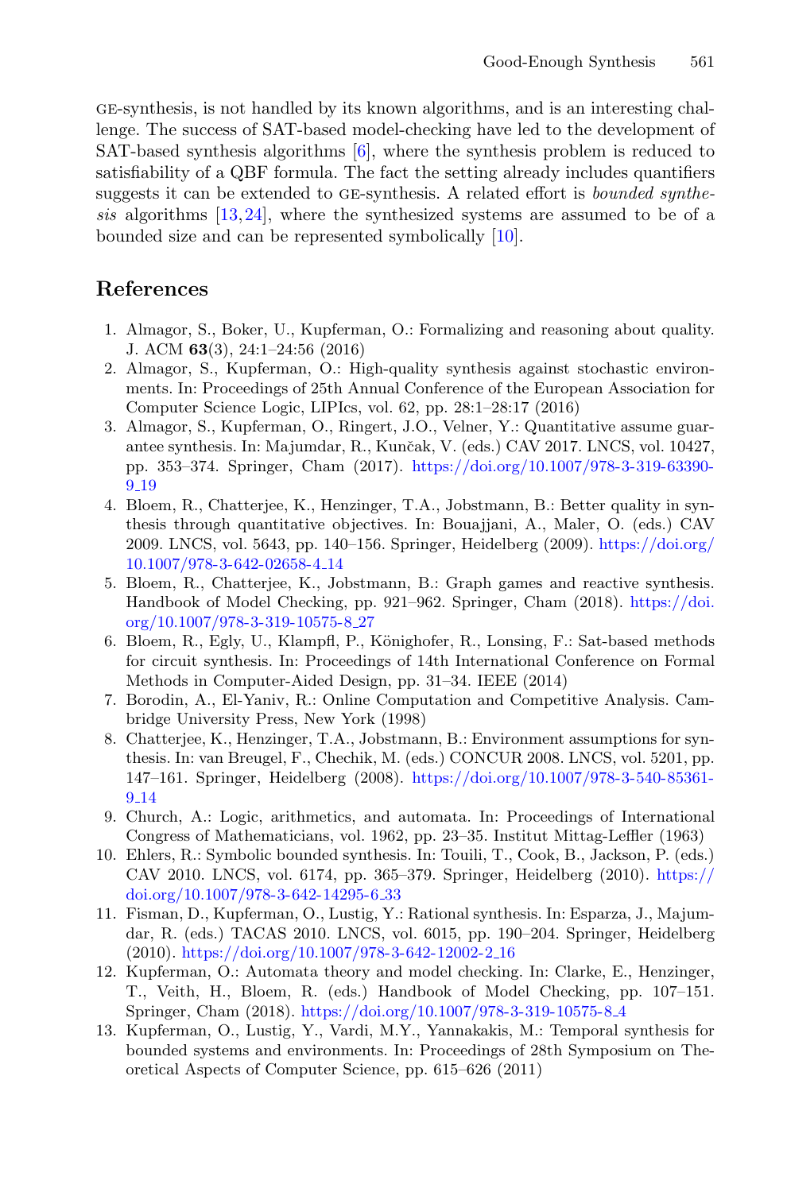GE-synthesis, is not handled by its known algorithms, and is an interesting challenge. The success of SAT-based model-checking have led to the development of SAT-based synthesis algorithms [6], where the synthesis problem is reduced to satisfiability of a QBF formula. The fact the setting already includes quantifiers suggests it can be extended to GE-synthesis. A related effort is *bounded synthesis* algorithms [13,24], where the synthesized systems are assumed to be of a bounded size and can be represented symbolically [10].

## References

1. Almagor, S., Boker, U., Kupferman, O.: Formalizing and reasoning about quality. J. ACM **63**(3), 24:1–24:56 (2016)
2. Almagor, S., Kupferman, O.: High-quality synthesis against stochastic environments. In: Proceedings of 25th Annual Conference of the European Association for Computer Science Logic, LIPIcs, vol. 62, pp. 28:1–28:17 (2016)
3. Almagor, S., Kupferman, O., Ringert, J.O., Velner, Y.: Quantitative assume guarantee synthesis. In: Majumdar, R., Kunčak, V. (eds.) CAV 2017. LNCS, vol. 10427, pp. 353–374. Springer, Cham (2017). https://doi.org/10.1007/978-3-319-63390-9_19
4. Bloem, R., Chatterjee, K., Henzinger, T.A., Jobstmann, B.: Better quality in synthesis through quantitative objectives. In: Bouajjani, A., Maler, O. (eds.) CAV 2009. LNCS, vol. 5643, pp. 140–156. Springer, Heidelberg (2009). https://doi.org/10.1007/978-3-642-02658-4_14
5. Bloem, R., Chatterjee, K., Jobstmann, B.: Graph games and reactive synthesis. Handbook of Model Checking, pp. 921–962. Springer, Cham (2018). https://doi.org/10.1007/978-3-319-10575-8_27
6. Bloem, R., Egly, U., Klampfl, P., Könighofer, R., Lonsing, F.: Sat-based methods for circuit synthesis. In: Proceedings of 14th International Conference on Formal Methods in Computer-Aided Design, pp. 31–34. IEEE (2014)
7. Borodin, A., El-Yaniv, R.: Online Computation and Competitive Analysis. Cambridge University Press, New York (1998)
8. Chatterjee, K., Henzinger, T.A., Jobstmann, B.: Environment assumptions for synthesis. In: van Breugel, F., Chechik, M. (eds.) CONCUR 2008. LNCS, vol. 5201, pp. 147–161. Springer, Heidelberg (2008). https://doi.org/10.1007/978-3-540-85361-9_14
9. Church, A.: Logic, arithmetics, and automata. In: Proceedings of International Congress of Mathematicians, vol. 1962, pp. 23–35. Institut Mittag-Leffler (1963)
10. Ehlers, R.: Symbolic bounded synthesis. In: Touili, T., Cook, B., Jackson, P. (eds.) CAV 2010. LNCS, vol. 6174, pp. 365–379. Springer, Heidelberg (2010). https://doi.org/10.1007/978-3-642-14295-6_33
11. Fisman, D., Kupferman, O., Lustig, Y.: Rational synthesis. In: Esparza, J., Majumdar, R. (eds.) TACAS 2010. LNCS, vol. 6015, pp. 190–204. Springer, Heidelberg (2010). https://doi.org/10.1007/978-3-642-12002-2_16
12. Kupferman, O.: Automata theory and model checking. In: Clarke, E., Henzinger, T., Veith, H., Bloem, R. (eds.) Handbook of Model Checking, pp. 107–151. Springer, Cham (2018). https://doi.org/10.1007/978-3-319-10575-8_4
13. Kupferman, O., Lustig, Y., Vardi, M.Y., Yannakakis, M.: Temporal synthesis for bounded systems and environments. In: Proceedings of 28th Symposium on Theoretical Aspects of Computer Science, pp. 615–626 (2011)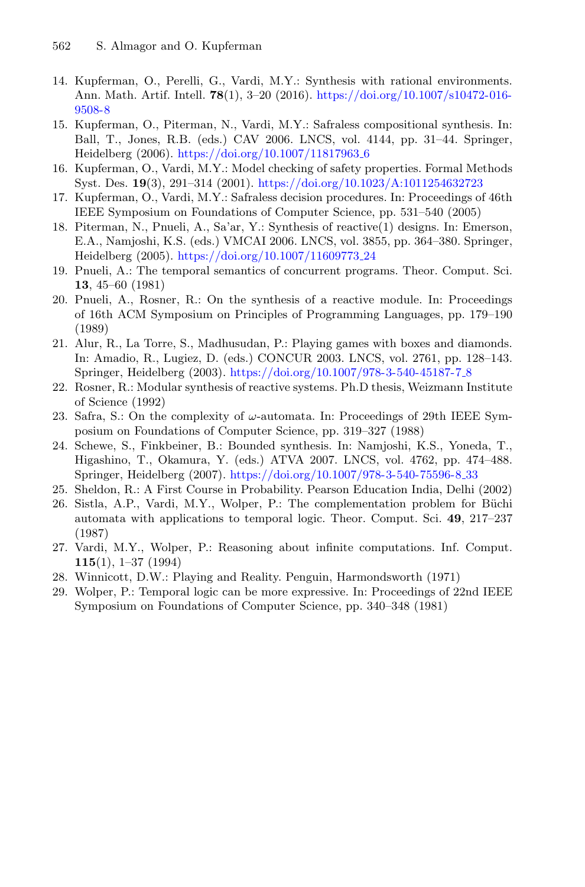14. Kupferman, O., Perelli, G., Vardi, M.Y.: Synthesis with rational environments. Ann. Math. Artif. Intell. **78**(1), 3–20 (2016). https://doi.org/10.1007/s10472-016-9508-8
15. Kupferman, O., Piterman, N., Vardi, M.Y.: Safraless compositional synthesis. In: Ball, T., Jones, R.B. (eds.) CAV 2006. LNCS, vol. 4144, pp. 31–44. Springer, Heidelberg (2006). https://doi.org/10.1007/11817963_6
16. Kupferman, O., Vardi, M.Y.: Model checking of safety properties. Formal Methods Syst. Des. **19**(3), 291–314 (2001). https://doi.org/10.1023/A:1011254632723
17. Kupferman, O., Vardi, M.Y.: Safraless decision procedures. In: Proceedings of 46th IEEE Symposium on Foundations of Computer Science, pp. 531–540 (2005)
18. Piterman, N., Pnueli, A., Sa'ar, Y.: Synthesis of reactive(1) designs. In: Emerson, E.A., Namjoshi, K.S. (eds.) VMCAI 2006. LNCS, vol. 3855, pp. 364–380. Springer, Heidelberg (2005). https://doi.org/10.1007/11609773_24
19. Pnueli, A.: The temporal semantics of concurrent programs. Theor. Comput. Sci. **13**, 45–60 (1981)
20. Pnueli, A., Rosner, R.: On the synthesis of a reactive module. In: Proceedings of 16th ACM Symposium on Principles of Programming Languages, pp. 179–190 (1989)
21. Alur, R., La Torre, S., Madhusudan, P.: Playing games with boxes and diamonds. In: Amadio, R., Lugiez, D. (eds.) CONCUR 2003. LNCS, vol. 2761, pp. 128–143. Springer, Heidelberg (2003). https://doi.org/10.1007/978-3-540-45187-7_8
22. Rosner, R.: Modular synthesis of reactive systems. Ph.D thesis, Weizmann Institute of Science (1992)
23. Safra, S.: On the complexity of $\omega$-automata. In: Proceedings of 29th IEEE Symposium on Foundations of Computer Science, pp. 319–327 (1988)
24. Schewe, S., Finkbeiner, B.: Bounded synthesis. In: Namjoshi, K.S., Yoneda, T., Higashino, T., Okamura, Y. (eds.) ATVA 2007. LNCS, vol. 4762, pp. 474–488. Springer, Heidelberg (2007). https://doi.org/10.1007/978-3-540-75596-8_33
25. Sheldon, R.: A First Course in Probability. Pearson Education India, Delhi (2002)
26. Sistla, A.P., Vardi, M.Y., Wolper, P.: The complementation problem for Büchi automata with applications to temporal logic. Theor. Comput. Sci. **49**, 217–237 (1987)
27. Vardi, M.Y., Wolper, P.: Reasoning about infinite computations. Inf. Comput. **115**(1), 1–37 (1994)
28. Winnicott, D.W.: Playing and Reality. Penguin, Harmondsworth (1971)
29. Wolper, P.: Temporal logic can be more expressive. In: Proceedings of 22nd IEEE Symposium on Foundations of Computer Science, pp. 340–348 (1981)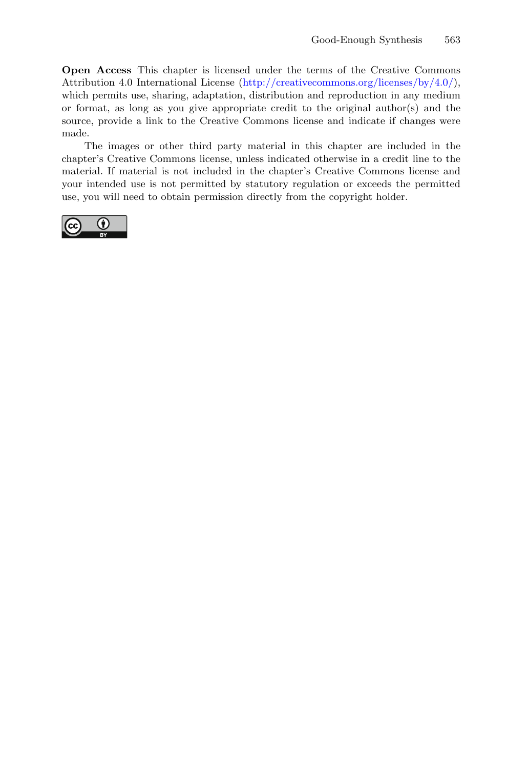**Open Access** This chapter is licensed under the terms of the Creative Commons Attribution 4.0 International License (http://creativecommons.org/licenses/by/4.0/), which permits use, sharing, adaptation, distribution and reproduction in any medium or format, as long as you give appropriate credit to the original author(s) and the source, provide a link to the Creative Commons license and indicate if changes were made.

The images or other third party material in this chapter are included in the chapter's Creative Commons license, unless indicated otherwise in a credit line to the material. If material is not included in the chapter's Creative Commons license and your intended use is not permitted by statutory regulation or exceeds the permitted use, you will need to obtain permission directly from the copyright holder.